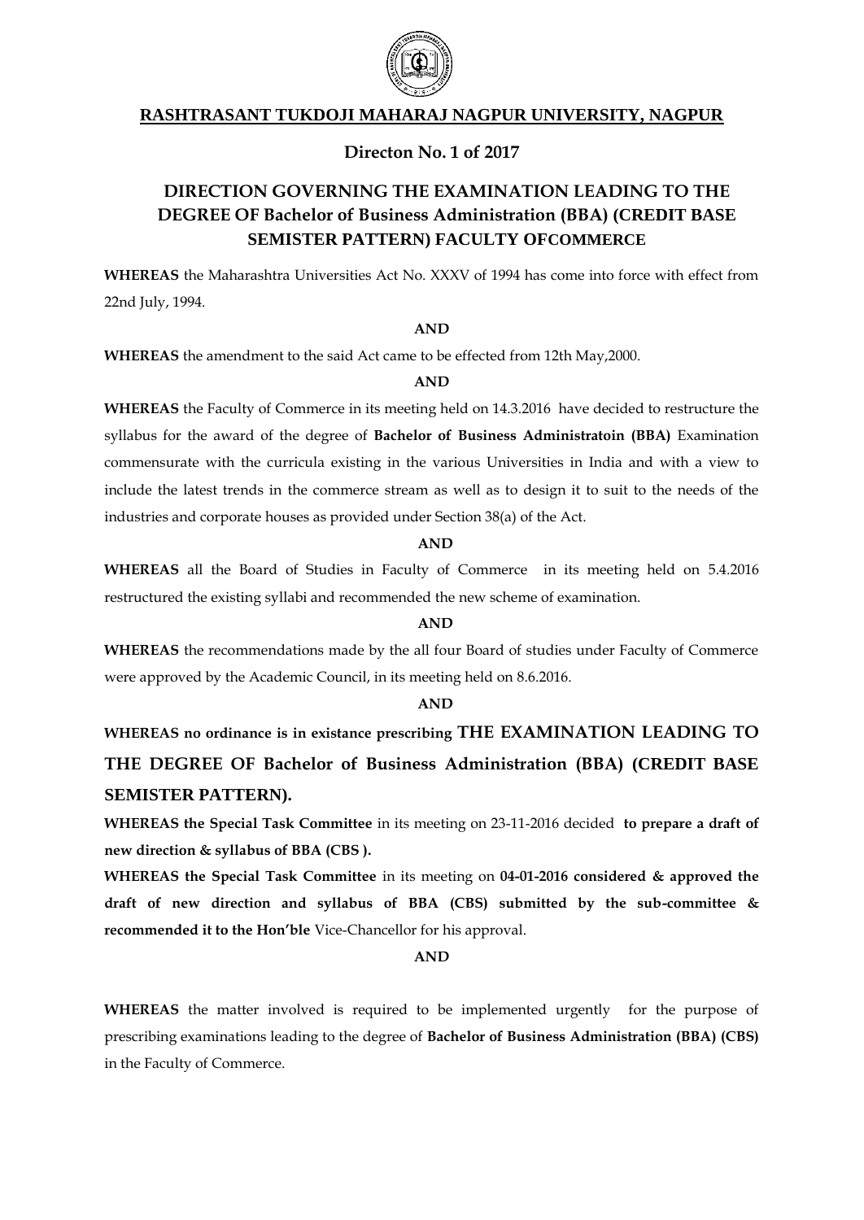# RASHTRASANT TUKDOJI MAHARAJ NAGPUR UNIVERSITY, NAGPUR

## Directon No. 1 of 2017

## DIRECTION GOVERNING THE EXAMINATION LEADING TO THE DEGREE OF Bachelor of Business Administration (BBA) (CREDIT BASE SEMISTER PATTERN) FACULTY OFCOMMERCE

**WHEREAS** the Maharashtra Universities Act No. XXXV of 1994 has come into force with effect from 22nd July, 1994.

**AND**

**WHEREAS** the amendment to the said Act came to be effected from 12th May,2000.

**AND**

**WHEREAS** the Faculty of Commerce in its meeting held on 14.3.2016 have decided to restructure the syllabus for the award of the degree of **Bachelor of Business Administratoin (BBA)** Examination commensurate with the curricula existing in the various Universities in India and with a view to include the latest trends in the commerce stream as well as to design it to suit to the needs of the industries and corporate houses as provided under Section 38(a) of the Act.

**AND**

**WHEREAS** all the Board of Studies in Faculty of Commerce in its meeting held on 5.4.2016 restructured the existing syllabi and recommended the new scheme of examination.

**AND**

**WHEREAS** the recommendations made by the all four Board of studies under Faculty of Commerce were approved by the Academic Council, in its meeting held on 8.6.2016.

**AND**

**WHEREAS no ordinance is in existance prescribing THE EXAMINATION LEADING TO THE DEGREE OF Bachelor of Business Administration (BBA) (CREDIT BASE SEMISTER PATTERN).**

**WHEREAS the Special Task Committee** in its meeting on 23-11-2016 decided **to prepare a draft of new direction & syllabus of BBA (CBS ).**

**WHEREAS the Special Task Committee** in its meeting on **04-01-2016 considered & approved the draft of new direction and syllabus of BBA (CBS) submitted by the sub-committee & recommended it to the Hon'ble** Vice-Chancellor for his approval.

**AND**

**WHEREAS** the matter involved is required to be implemented urgently for the purpose of prescribing examinations leading to the degree of **Bachelor of Business Administration (BBA) (CBS)** in the Faculty of Commerce.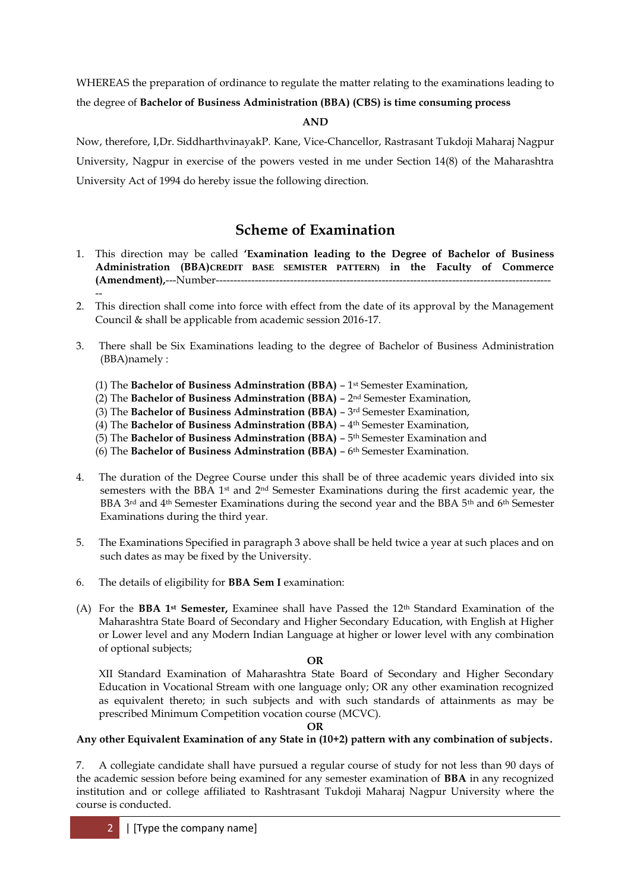WHEREAS the preparation of ordinance to regulate the matter relating to the examinations leading to the degree of **Bachelor of Business Administration (BBA) (CBS) is time consuming process**

**AND**

Now, therefore, I,Dr. SiddharthvinayakP. Kane, Vice-Chancellor, Rastrasant Tukdoji Maharaj Nagpur University, Nagpur in exercise of the powers vested in me under Section 14(8) of the Maharashtra University Act of 1994 do hereby issue the following direction.

## Scheme of Examination

1. This direction may be called **'Examination leading to the Degree of Bachelor of Business Administration (BBA)CREDIT BASE SEMISTER PATTERN) in the Faculty of Commerce (Amendment),**---Number------------------------------------------------------------------------------------------------
2. This direction shall come into force with effect from the date of its approval by the Management Council & shall be applicable from academic session 2016-17.
3. There shall be Six Examinations leading to the degree of Bachelor of Business Administration (BBA)namely :

   (1) The **Bachelor of Business Adminstration (BBA)** – 1st Semester Examination,
   (2) The **Bachelor of Business Adminstration (BBA)** – 2nd Semester Examination,
   (3) The **Bachelor of Business Adminstration (BBA)** – 3rd Semester Examination,
   (4) The **Bachelor of Business Adminstration (BBA)** – 4th Semester Examination,
   (5) The **Bachelor of Business Adminstration (BBA)** – 5th Semester Examination and
   (6) The **Bachelor of Business Adminstration (BBA)** – 6th Semester Examination.

4. The duration of the Degree Course under this shall be of three academic years divided into six semesters with the BBA 1st and 2nd Semester Examinations during the first academic year, the BBA 3rd and 4th Semester Examinations during the second year and the BBA 5th and 6th Semester Examinations during the third year.
5. The Examinations Specified in paragraph 3 above shall be held twice a year at such places and on such dates as may be fixed by the University.
6. The details of eligibility for **BBA Sem I** examination:

(A) For the **BBA 1st Semester,** Examinee shall have Passed the 12th Standard Examination of the Maharashtra State Board of Secondary and Higher Secondary Education, with English at Higher or Lower level and any Modern Indian Language at higher or lower level with any combination of optional subjects;

**OR**

XII Standard Examination of Maharashtra State Board of Secondary and Higher Secondary Education in Vocational Stream with one language only; OR any other examination recognized as equivalent thereto; in such subjects and with such standards of attainments as may be prescribed Minimum Competition vocation course (MCVC).

**OR**

**Any other Equivalent Examination of any State in (10+2) pattern with any combination of subjects.**

7. A collegiate candidate shall have pursued a regular course of study for not less than 90 days of the academic session before being examined for any semester examination of **BBA** in any recognized institution and or college affiliated to Rashtrasant Tukdoji Maharaj Nagpur University where the course is conducted.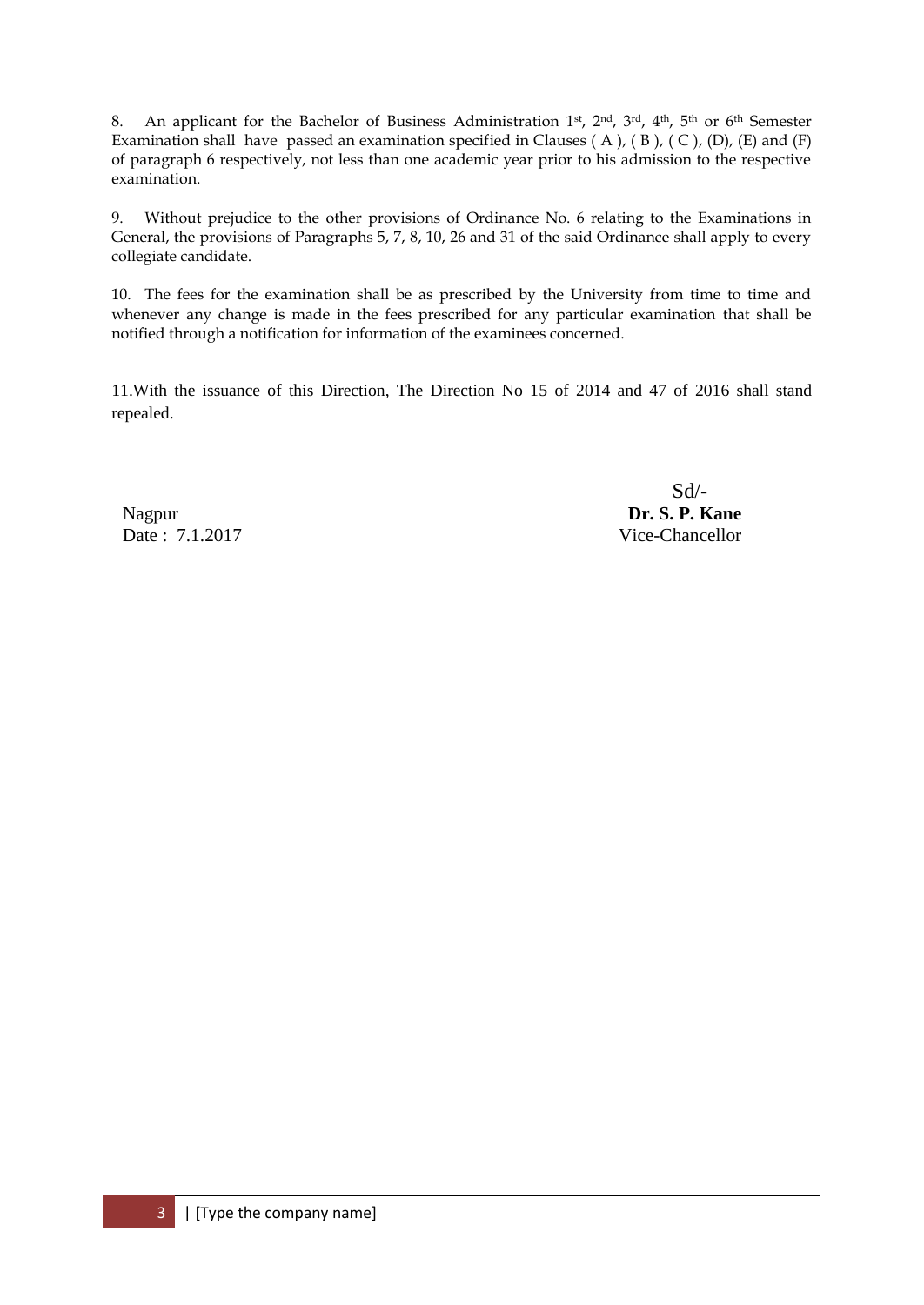8. An applicant for the Bachelor of Business Administration 1st, 2nd, 3rd, 4th, 5th or 6th Semester Examination shall have passed an examination specified in Clauses ( A ), ( B ), ( C ), (D), (E) and (F) of paragraph 6 respectively, not less than one academic year prior to his admission to the respective examination.

9. Without prejudice to the other provisions of Ordinance No. 6 relating to the Examinations in General, the provisions of Paragraphs 5, 7, 8, 10, 26 and 31 of the said Ordinance shall apply to every collegiate candidate.

10. The fees for the examination shall be as prescribed by the University from time to time and whenever any change is made in the fees prescribed for any particular examination that shall be notified through a notification for information of the examinees concerned.

11.With the issuance of this Direction, The Direction No 15 of 2014 and 47 of 2016 shall stand repealed.

Sd/-
**Dr. S. P. Kane**
Vice-Chancellor

Nagpur
Date : 7.1.2017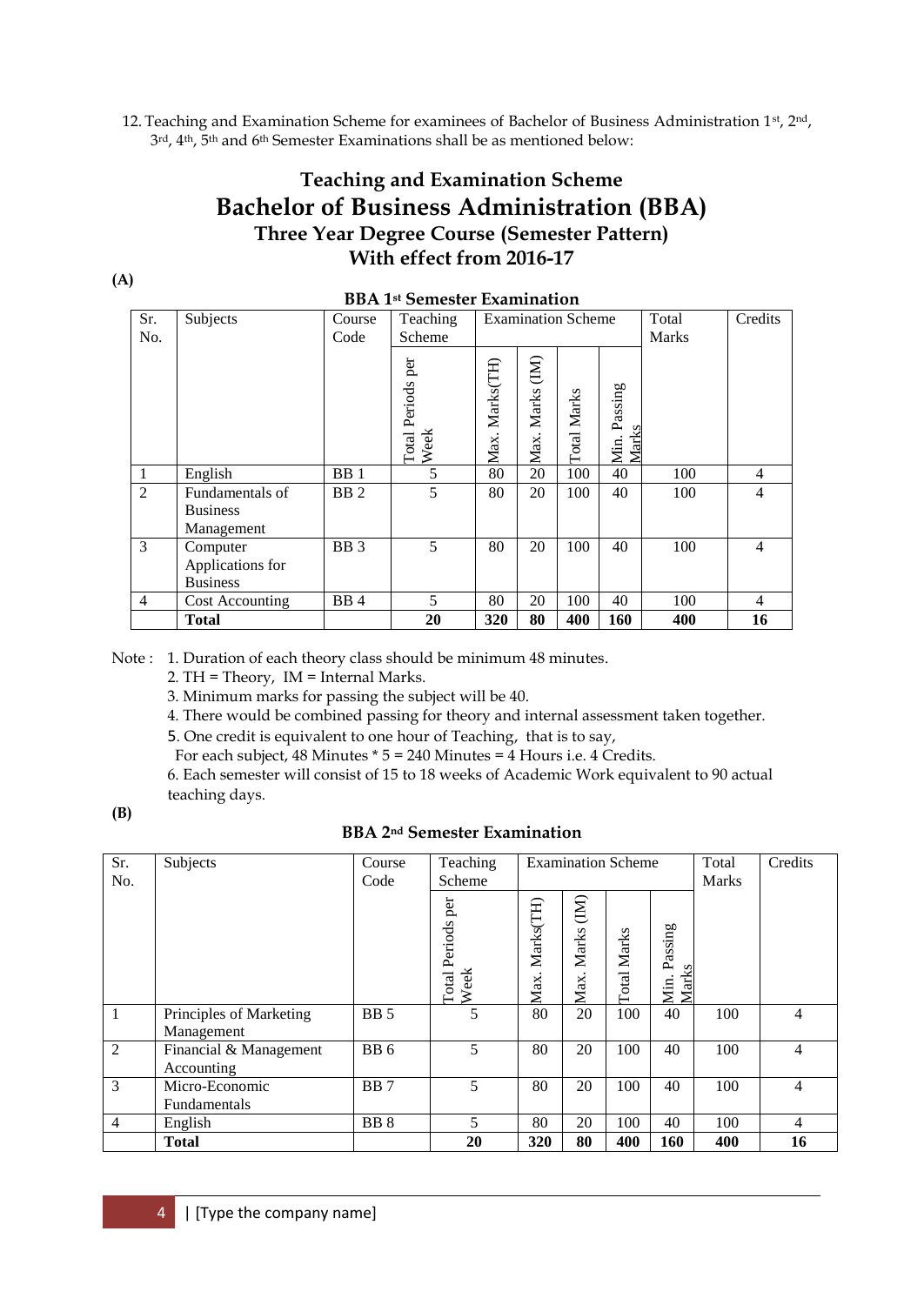12. Teaching and Examination Scheme for examinees of Bachelor of Business Administration 1st, 2nd, 3rd, 4th, 5th and 6th Semester Examinations shall be as mentioned below:

# Teaching and Examination Scheme
# Bachelor of Business Administration (BBA)
## Three Year Degree Course (Semester Pattern)
## With effect from 2016-17

**(A)**

### BBA 1st Semester Examination

| Sr. No. | Subjects | Course Code | Teaching Scheme | Examination Scheme | | | | Total Marks | Credits |
|---|---|---|---|---|---|---|---|---|---|
| | | | Total Periods per Week | Max. Marks(TH) | Max. Marks (IM) | Total Marks | Min. Passing Marks | | |
| 1 | English | BB 1 | 5 | 80 | 20 | 100 | 40 | 100 | 4 |
| 2 | Fundamentals of Business Management | BB 2 | 5 | 80 | 20 | 100 | 40 | 100 | 4 |
| 3 | Computer Applications for Business | BB 3 | 5 | 80 | 20 | 100 | 40 | 100 | 4 |
| 4 | Cost Accounting | BB 4 | 5 | 80 | 20 | 100 | 40 | 100 | 4 |
| | **Total** | | **20** | **320** | **80** | **400** | **160** | **400** | **16** |

Note :
1. Duration of each theory class should be minimum 48 minutes.
2. TH = Theory, IM = Internal Marks.
3. Minimum marks for passing the subject will be 40.
4. There would be combined passing for theory and internal assessment taken together.
5. One credit is equivalent to one hour of Teaching, that is to say,
   For each subject, 48 Minutes * 5 = 240 Minutes = 4 Hours i.e. 4 Credits.
6. Each semester will consist of 15 to 18 weeks of Academic Work equivalent to 90 actual teaching days.

**(B)**

### BBA 2nd Semester Examination

| Sr. No. | Subjects | Course Code | Teaching Scheme | Examination Scheme | | | | Total Marks | Credits |
|---|---|---|---|---|---|---|---|---|---|
| | | | Total Periods per Week | Max. Marks(TH) | Max. Marks (IM) | Total Marks | Min. Passing Marks | | |
| 1 | Principles of Marketing Management | BB 5 | 5 | 80 | 20 | 100 | 40 | 100 | 4 |
| 2 | Financial & Management Accounting | BB 6 | 5 | 80 | 20 | 100 | 40 | 100 | 4 |
| 3 | Micro-Economic Fundamentals | BB 7 | 5 | 80 | 20 | 100 | 40 | 100 | 4 |
| 4 | English | BB 8 | 5 | 80 | 20 | 100 | 40 | 100 | 4 |
| | **Total** | | **20** | **320** | **80** | **400** | **160** | **400** | **16** |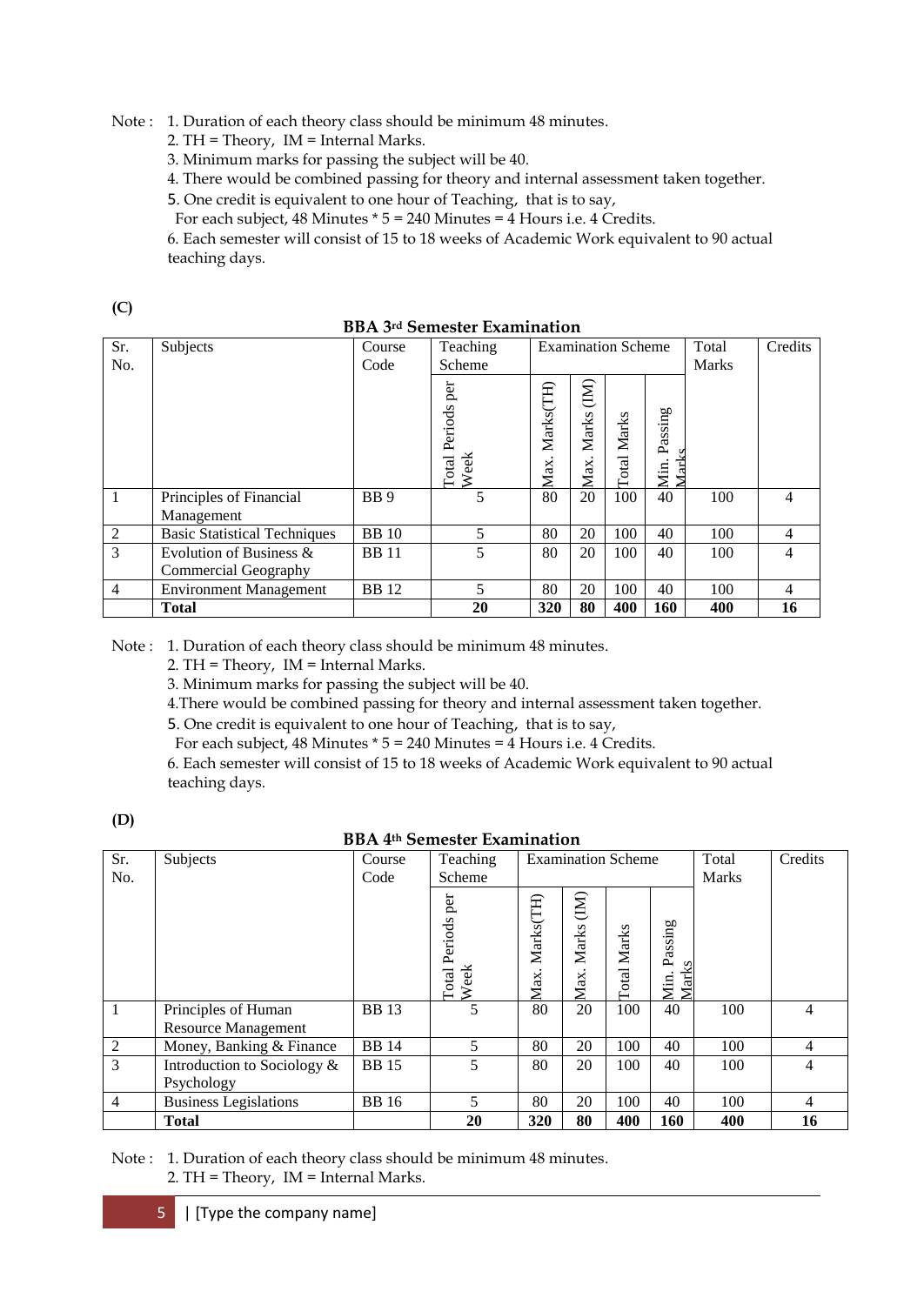Note : 1. Duration of each theory class should be minimum 48 minutes.
2. TH = Theory, IM = Internal Marks.
3. Minimum marks for passing the subject will be 40.
4. There would be combined passing for theory and internal assessment taken together.
5. One credit is equivalent to one hour of Teaching, that is to say,
For each subject, 48 Minutes * 5 = 240 Minutes = 4 Hours i.e. 4 Credits.
6. Each semester will consist of 15 to 18 weeks of Academic Work equivalent to 90 actual teaching days.

**(C)**

**BBA 3rd Semester Examination**

| Sr. No. | Subjects | Course Code | Teaching Scheme | Examination Scheme | | | | Total Marks | Credits |
|---|---|---|---|---|---|---|---|---|---|
| | | | Total Periods per Week | Max. Marks(TH) | Max. Marks (IM) | Total Marks | Min. Passing Marks | | |
| 1 | Principles of Financial Management | BB 9 | 5 | 80 | 20 | 100 | 40 | 100 | 4 |
| 2 | Basic Statistical Techniques | BB 10 | 5 | 80 | 20 | 100 | 40 | 100 | 4 |
| 3 | Evolution of Business & Commercial Geography | BB 11 | 5 | 80 | 20 | 100 | 40 | 100 | 4 |
| 4 | Environment Management | BB 12 | 5 | 80 | 20 | 100 | 40 | 100 | 4 |
| | **Total** | | **20** | **320** | **80** | **400** | **160** | **400** | **16** |

Note : 1. Duration of each theory class should be minimum 48 minutes.
2. TH = Theory, IM = Internal Marks.
3. Minimum marks for passing the subject will be 40.
4.There would be combined passing for theory and internal assessment taken together.
5. One credit is equivalent to one hour of Teaching, that is to say,
For each subject, 48 Minutes * 5 = 240 Minutes = 4 Hours i.e. 4 Credits.
6. Each semester will consist of 15 to 18 weeks of Academic Work equivalent to 90 actual teaching days.

**(D)**

**BBA 4th Semester Examination**

| Sr. No. | Subjects | Course Code | Teaching Scheme | Examination Scheme | | | | Total Marks | Credits |
|---|---|---|---|---|---|---|---|---|---|
| | | | Total Periods per Week | Max. Marks(TH) | Max. Marks (IM) | Total Marks | Min. Passing Marks | | |
| 1 | Principles of Human Resource Management | BB 13 | 5 | 80 | 20 | 100 | 40 | 100 | 4 |
| 2 | Money, Banking & Finance | BB 14 | 5 | 80 | 20 | 100 | 40 | 100 | 4 |
| 3 | Introduction to Sociology & Psychology | BB 15 | 5 | 80 | 20 | 100 | 40 | 100 | 4 |
| 4 | Business Legislations | BB 16 | 5 | 80 | 20 | 100 | 40 | 100 | 4 |
| | **Total** | | **20** | **320** | **80** | **400** | **160** | **400** | **16** |

Note : 1. Duration of each theory class should be minimum 48 minutes.
2. TH = Theory, IM = Internal Marks.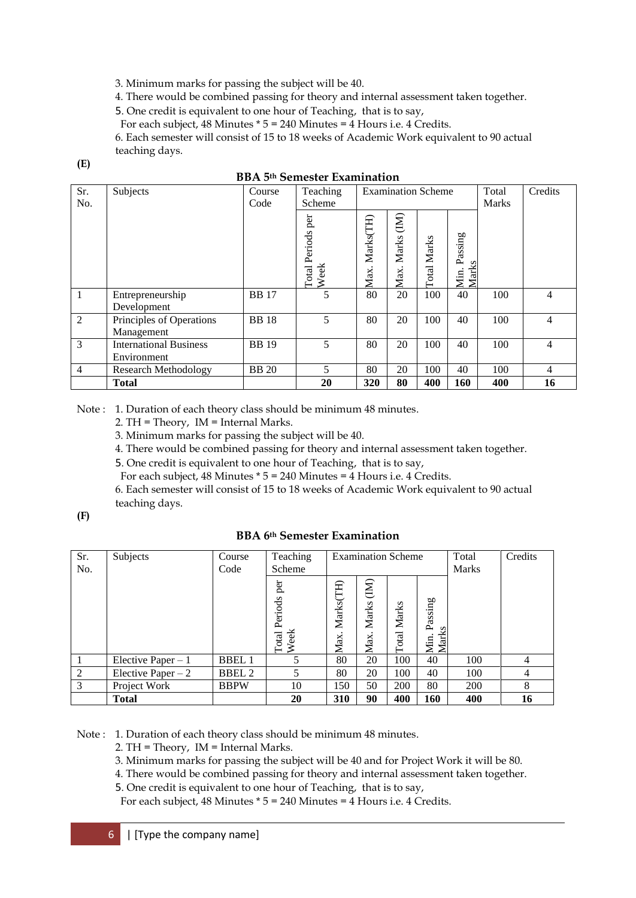3. Minimum marks for passing the subject will be 40.
4. There would be combined passing for theory and internal assessment taken together.
5. One credit is equivalent to one hour of Teaching, that is to say,
For each subject, 48 Minutes * 5 = 240 Minutes = 4 Hours i.e. 4 Credits.
6. Each semester will consist of 15 to 18 weeks of Academic Work equivalent to 90 actual teaching days.

**(E)**

**BBA 5th Semester Examination**

| Sr. No. | Subjects | Course Code | Teaching Scheme | Examination Scheme | | | | Total Marks | Credits |
|---|---|---|---|---|---|---|---|---|---|
| | | | Total Periods per Week | Max. Marks(TH) | Max. Marks (IM) | Total Marks | Min. Passing Marks | | |
| 1 | Entrepreneurship Development | BB 17 | 5 | 80 | 20 | 100 | 40 | 100 | 4 |
| 2 | Principles of Operations Management | BB 18 | 5 | 80 | 20 | 100 | 40 | 100 | 4 |
| 3 | International Business Environment | BB 19 | 5 | 80 | 20 | 100 | 40 | 100 | 4 |
| 4 | Research Methodology | BB 20 | 5 | 80 | 20 | 100 | 40 | 100 | 4 |
| | **Total** | | **20** | **320** | **80** | **400** | **160** | **400** | **16** |

Note : 1. Duration of each theory class should be minimum 48 minutes.
2. TH = Theory, IM = Internal Marks.
3. Minimum marks for passing the subject will be 40.
4. There would be combined passing for theory and internal assessment taken together.
5. One credit is equivalent to one hour of Teaching, that is to say,
For each subject, 48 Minutes * 5 = 240 Minutes = 4 Hours i.e. 4 Credits.
6. Each semester will consist of 15 to 18 weeks of Academic Work equivalent to 90 actual teaching days.

**(F)**

**BBA 6th Semester Examination**

| Sr. No. | Subjects | Course Code | Teaching Scheme | Examination Scheme | | | | Total Marks | Credits |
|---|---|---|---|---|---|---|---|---|---|
| | | | Total Periods per Week | Max. Marks(TH) | Max. Marks (IM) | Total Marks | Min. Passing Marks | | |
| 1 | Elective Paper – 1 | BBEL 1 | 5 | 80 | 20 | 100 | 40 | 100 | 4 |
| 2 | Elective Paper – 2 | BBEL 2 | 5 | 80 | 20 | 100 | 40 | 100 | 4 |
| 3 | Project Work | BBPW | 10 | 150 | 50 | 200 | 80 | 200 | 8 |
| | **Total** | | **20** | **310** | **90** | **400** | **160** | **400** | **16** |

Note : 1. Duration of each theory class should be minimum 48 minutes.
2. TH = Theory, IM = Internal Marks.
3. Minimum marks for passing the subject will be 40 and for Project Work it will be 80.
4. There would be combined passing for theory and internal assessment taken together.
5. One credit is equivalent to one hour of Teaching, that is to say,
For each subject, 48 Minutes * 5 = 240 Minutes = 4 Hours i.e. 4 Credits.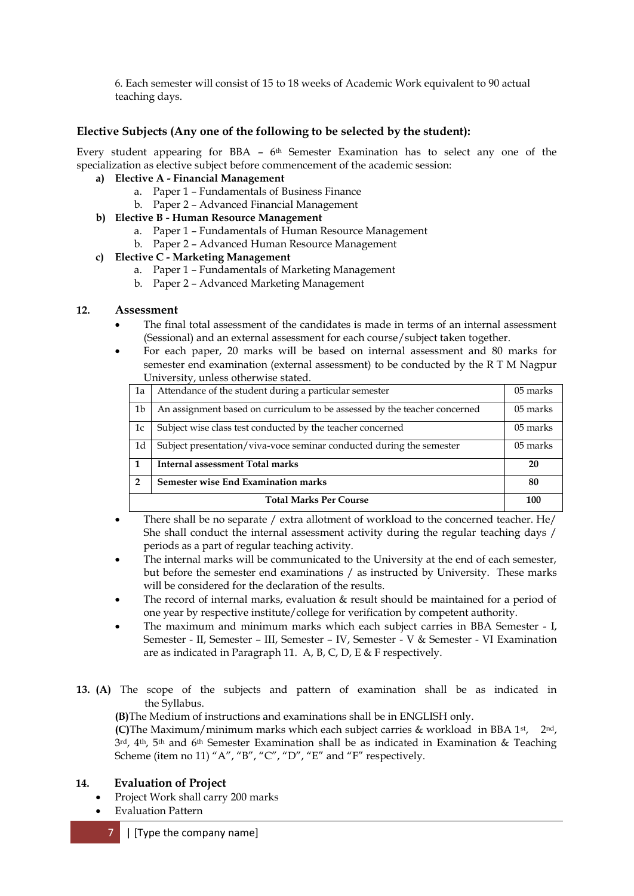6. Each semester will consist of 15 to 18 weeks of Academic Work equivalent to 90 actual teaching days.

### Elective Subjects (Any one of the following to be selected by the student):

Every student appearing for BBA – 6th Semester Examination has to select any one of the specialization as elective subject before commencement of the academic session:

**a) Elective A - Financial Management**
   - a. Paper 1 – Fundamentals of Business Finance
   - b. Paper 2 – Advanced Financial Management

**b) Elective B - Human Resource Management**
   - a. Paper 1 – Fundamentals of Human Resource Management
   - b. Paper 2 – Advanced Human Resource Management

**c) Elective C - Marketing Management**
   - a. Paper 1 – Fundamentals of Marketing Management
   - b. Paper 2 – Advanced Marketing Management

### 12. Assessment

- The final total assessment of the candidates is made in terms of an internal assessment (Sessional) and an external assessment for each course/subject taken together.
- For each paper, 20 marks will be based on internal assessment and 80 marks for semester end examination (external assessment) to be conducted by the R T M Nagpur University, unless otherwise stated.

| | | |
|---|---|---|
| 1a | Attendance of the student during a particular semester | 05 marks |
| 1b | An assignment based on curriculum to be assessed by the teacher concerned | 05 marks |
| 1c | Subject wise class test conducted by the teacher concerned | 05 marks |
| 1d | Subject presentation/viva-voce seminar conducted during the semester | 05 marks |
| **1** | **Internal assessment Total marks** | **20** |
| **2** | **Semester wise End Examination marks** | **80** |
| | **Total Marks Per Course** | **100** |

- There shall be no separate / extra allotment of workload to the concerned teacher. He/ She shall conduct the internal assessment activity during the regular teaching days / periods as a part of regular teaching activity.
- The internal marks will be communicated to the University at the end of each semester, but before the semester end examinations / as instructed by University. These marks will be considered for the declaration of the results.
- The record of internal marks, evaluation & result should be maintained for a period of one year by respective institute/college for verification by competent authority.
- The maximum and minimum marks which each subject carries in BBA Semester - I, Semester - II, Semester – III, Semester – IV, Semester - V & Semester - VI Examination are as indicated in Paragraph 11. A, B, C, D, E & F respectively.

**13. (A)** The scope of the subjects and pattern of examination shall be as indicated in the Syllabus.

**(B)** The Medium of instructions and examinations shall be in ENGLISH only.

**(C)** The Maximum/minimum marks which each subject carries & workload in BBA 1st, 2nd, 3rd, 4th, 5th and 6th Semester Examination shall be as indicated in Examination & Teaching Scheme (item no 11) "A", "B", "C", "D", "E" and "F" respectively.

### 14. Evaluation of Project

- Project Work shall carry 200 marks
- Evaluation Pattern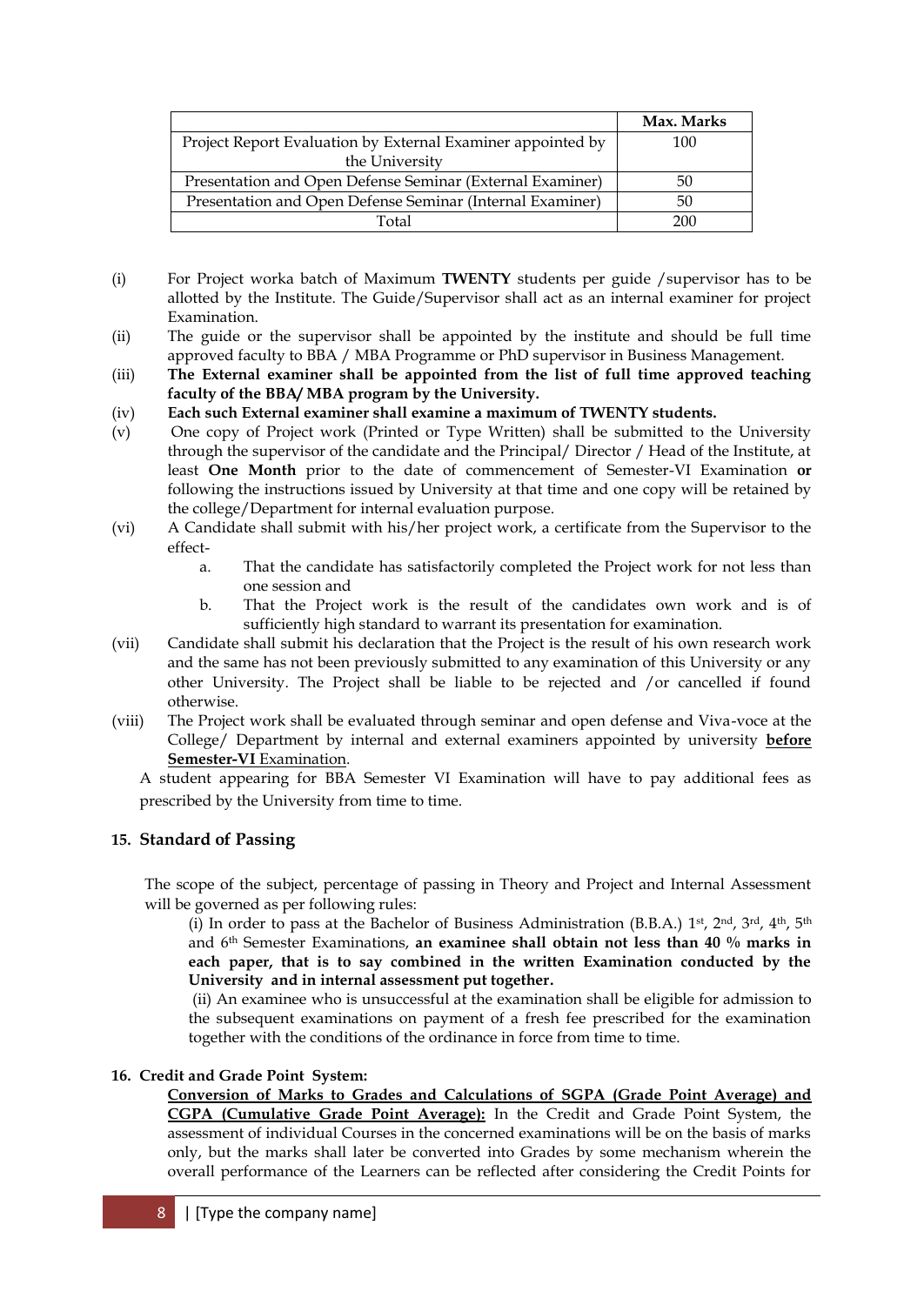| | Max. Marks |
|---|---|
| Project Report Evaluation by External Examiner appointed by the University | 100 |
| Presentation and Open Defense Seminar (External Examiner) | 50 |
| Presentation and Open Defense Seminar (Internal Examiner) | 50 |
| Total | 200 |

(i) For Project worka batch of Maximum **TWENTY** students per guide /supervisor has to be allotted by the Institute. The Guide/Supervisor shall act as an internal examiner for project Examination.

(ii) The guide or the supervisor shall be appointed by the institute and should be full time approved faculty to BBA / MBA Programme or PhD supervisor in Business Management.

(iii) **The External examiner shall be appointed from the list of full time approved teaching faculty of the BBA/ MBA program by the University.**

(iv) **Each such External examiner shall examine a maximum of TWENTY students.**

(v) One copy of Project work (Printed or Type Written) shall be submitted to the University through the supervisor of the candidate and the Principal/ Director / Head of the Institute, at least **One Month** prior to the date of commencement of Semester-VI Examination **or** following the instructions issued by University at that time and one copy will be retained by the college/Department for internal evaluation purpose.

(vi) A Candidate shall submit with his/her project work, a certificate from the Supervisor to the effect-

   a. That the candidate has satisfactorily completed the Project work for not less than one session and
   
   b. That the Project work is the result of the candidates own work and is of sufficiently high standard to warrant its presentation for examination.

(vii) Candidate shall submit his declaration that the Project is the result of his own research work and the same has not been previously submitted to any examination of this University or any other University. The Project shall be liable to be rejected and /or cancelled if found otherwise.

(viii) The Project work shall be evaluated through seminar and open defense and Viva-voce at the College/ Department by internal and external examiners appointed by university **before Semester-VI** Examination.

A student appearing for BBA Semester VI Examination will have to pay additional fees as prescribed by the University from time to time.

## 15. Standard of Passing

The scope of the subject, percentage of passing in Theory and Project and Internal Assessment will be governed as per following rules:

(i) In order to pass at the Bachelor of Business Administration (B.B.A.) 1st, 2nd, 3rd, 4th, 5th and 6th Semester Examinations, **an examinee shall obtain not less than 40 % marks in each paper, that is to say combined in the written Examination conducted by the University and in internal assessment put together.**

(ii) An examinee who is unsuccessful at the examination shall be eligible for admission to the subsequent examinations on payment of a fresh fee prescribed for the examination together with the conditions of the ordinance in force from time to time.

## 16. Credit and Grade Point System:

**Conversion of Marks to Grades and Calculations of SGPA (Grade Point Average) and CGPA (Cumulative Grade Point Average):** In the Credit and Grade Point System, the assessment of individual Courses in the concerned examinations will be on the basis of marks only, but the marks shall later be converted into Grades by some mechanism wherein the overall performance of the Learners can be reflected after considering the Credit Points for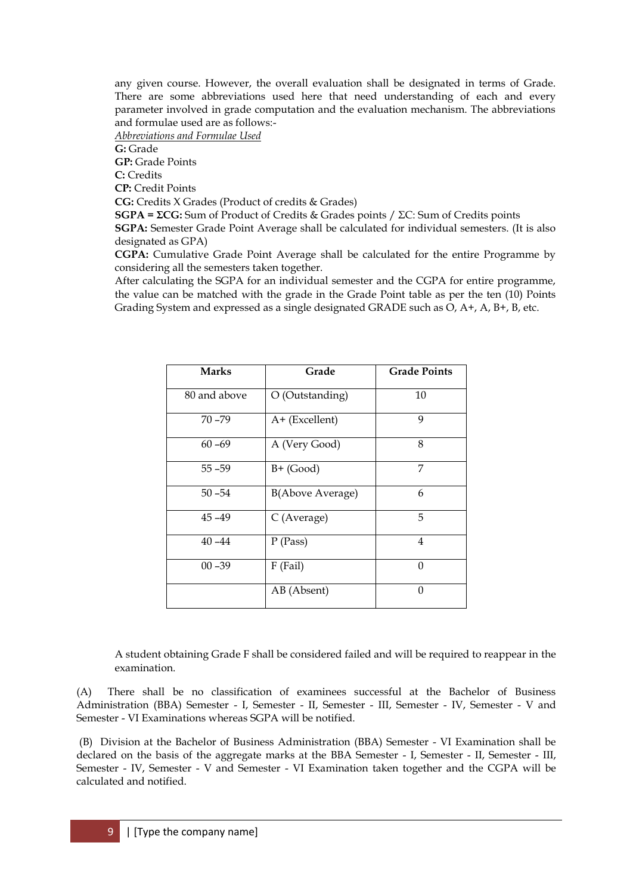any given course. However, the overall evaluation shall be designated in terms of Grade. There are some abbreviations used here that need understanding of each and every parameter involved in grade computation and the evaluation mechanism. The abbreviations and formulae used are as follows:-

*Abbreviations and Formulae Used*

**G:** Grade

**GP:** Grade Points

**C:** Credits

**CP:** Credit Points

**CG:** Credits X Grades (Product of credits & Grades)

**SGPA = ΣCG:** Sum of Product of Credits & Grades points / ΣC: Sum of Credits points

**SGPA:** Semester Grade Point Average shall be calculated for individual semesters. (It is also designated as GPA)

**CGPA:** Cumulative Grade Point Average shall be calculated for the entire Programme by considering all the semesters taken together.

After calculating the SGPA for an individual semester and the CGPA for entire programme, the value can be matched with the grade in the Grade Point table as per the ten (10) Points Grading System and expressed as a single designated GRADE such as O, A+, A, B+, B, etc.

| Marks | Grade | Grade Points |
|---|---|---|
| 80 and above | O (Outstanding) | 10 |
| 70 –79 | A+ (Excellent) | 9 |
| 60 –69 | A (Very Good) | 8 |
| 55 –59 | B+ (Good) | 7 |
| 50 –54 | B(Above Average) | 6 |
| 45 –49 | C (Average) | 5 |
| 40 –44 | P (Pass) | 4 |
| 00 –39 | F (Fail) | 0 |
| | AB (Absent) | 0 |

A student obtaining Grade F shall be considered failed and will be required to reappear in the examination.

(A) There shall be no classification of examinees successful at the Bachelor of Business Administration (BBA) Semester - I, Semester - II, Semester - III, Semester - IV, Semester - V and Semester - VI Examinations whereas SGPA will be notified.

(B) Division at the Bachelor of Business Administration (BBA) Semester - VI Examination shall be declared on the basis of the aggregate marks at the BBA Semester - I, Semester - II, Semester - III, Semester - IV, Semester - V and Semester - VI Examination taken together and the CGPA will be calculated and notified.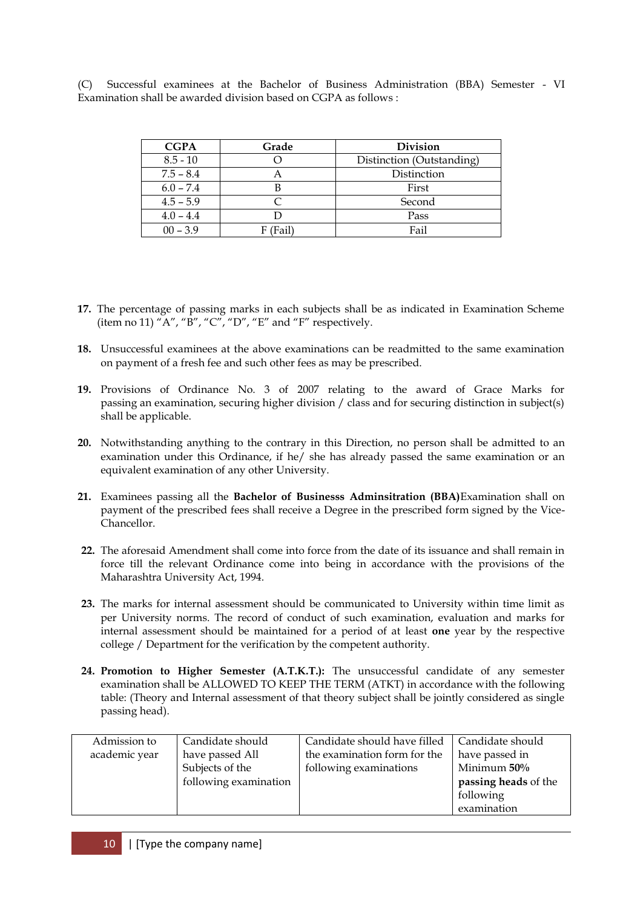(C) Successful examinees at the Bachelor of Business Administration (BBA) Semester - VI Examination shall be awarded division based on CGPA as follows :

| CGPA | Grade | Division |
|---|---|---|
| 8.5 - 10 | O | Distinction (Outstanding) |
| 7.5 – 8.4 | A | Distinction |
| 6.0 – 7.4 | B | First |
| 4.5 – 5.9 | C | Second |
| 4.0 – 4.4 | D | Pass |
| 00 – 3.9 | F (Fail) | Fail |

**17.** The percentage of passing marks in each subjects shall be as indicated in Examination Scheme (item no 11) "A", "B", "C", "D", "E" and "F" respectively.

**18.** Unsuccessful examinees at the above examinations can be readmitted to the same examination on payment of a fresh fee and such other fees as may be prescribed.

**19.** Provisions of Ordinance No. 3 of 2007 relating to the award of Grace Marks for passing an examination, securing higher division / class and for securing distinction in subject(s) shall be applicable.

**20.** Notwithstanding anything to the contrary in this Direction, no person shall be admitted to an examination under this Ordinance, if he/ she has already passed the same examination or an equivalent examination of any other University.

**21.** Examinees passing all the **Bachelor of Businesss Adminsitration (BBA)**Examination shall on payment of the prescribed fees shall receive a Degree in the prescribed form signed by the Vice-Chancellor.

**22.** The aforesaid Amendment shall come into force from the date of its issuance and shall remain in force till the relevant Ordinance come into being in accordance with the provisions of the Maharashtra University Act, 1994.

**23.** The marks for internal assessment should be communicated to University within time limit as per University norms. The record of conduct of such examination, evaluation and marks for internal assessment should be maintained for a period of at least **one** year by the respective college / Department for the verification by the competent authority.

**24. Promotion to Higher Semester (A.T.K.T.):** The unsuccessful candidate of any semester examination shall be ALLOWED TO KEEP THE TERM (ATKT) in accordance with the following table: (Theory and Internal assessment of that theory subject shall be jointly considered as single passing head).

| Admission to academic year | Candidate should have passed All Subjects of the following examination | Candidate should have filled the examination form for the following examinations | Candidate should have passed in Minimum **50% passing heads** of the following examination |
|---|---|---|---|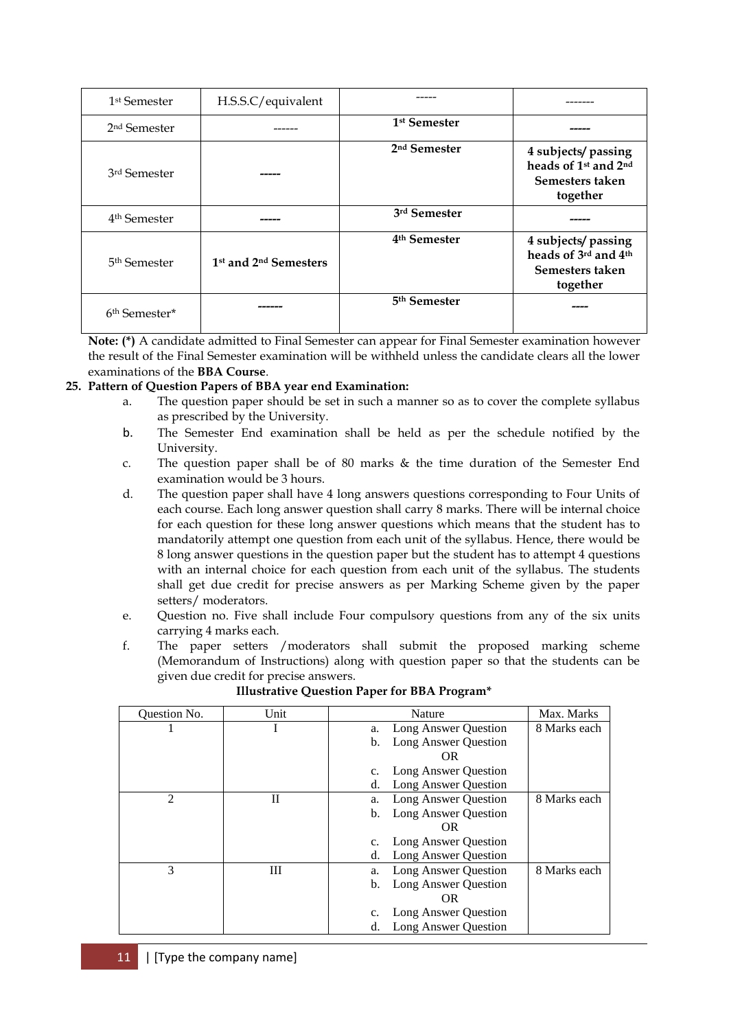| 1st Semester | H.S.S.C/equivalent | ----- | ------- |
|---|---|---|---|
| 2nd Semester | ------ | **1st Semester** | **-----** |
| 3rd Semester | **-----** | **2nd Semester** | **4 subjects/ passing heads of 1st and 2nd Semesters taken together** |
| 4th Semester | **-----** | **3rd Semester** | **-----** |
| 5th Semester | **1st and 2nd Semesters** | **4th Semester** | **4 subjects/ passing heads of 3rd and 4th Semesters taken together** |
| 6th Semester* | **------** | **5th Semester** | **----** |

**Note: (*)** A candidate admitted to Final Semester can appear for Final Semester examination however the result of the Final Semester examination will be withheld unless the candidate clears all the lower examinations of the **BBA Course**.

**25. Pattern of Question Papers of BBA year end Examination:**

a. The question paper should be set in such a manner so as to cover the complete syllabus as prescribed by the University.

b. The Semester End examination shall be held as per the schedule notified by the University.

c. The question paper shall be of 80 marks & the time duration of the Semester End examination would be 3 hours.

d. The question paper shall have 4 long answers questions corresponding to Four Units of each course. Each long answer question shall carry 8 marks. There will be internal choice for each question for these long answer questions which means that the student has to mandatorily attempt one question from each unit of the syllabus. Hence, there would be 8 long answer questions in the question paper but the student has to attempt 4 questions with an internal choice for each question from each unit of the syllabus. The students shall get due credit for precise answers as per Marking Scheme given by the paper setters/ moderators.

e. Question no. Five shall include Four compulsory questions from any of the six units carrying 4 marks each.

f. The paper setters /moderators shall submit the proposed marking scheme (Memorandum of Instructions) along with question paper so that the students can be given due credit for precise answers.

**Illustrative Question Paper for BBA Program***

| Question No. | Unit | Nature | Max. Marks |
|---|---|---|---|
| 1 | I | a. Long Answer Question<br>b. Long Answer Question<br>OR<br>c. Long Answer Question<br>d. Long Answer Question | 8 Marks each |
| 2 | II | a. Long Answer Question<br>b. Long Answer Question<br>OR<br>c. Long Answer Question<br>d. Long Answer Question | 8 Marks each |
| 3 | III | a. Long Answer Question<br>b. Long Answer Question<br>OR<br>c. Long Answer Question<br>d. Long Answer Question | 8 Marks each |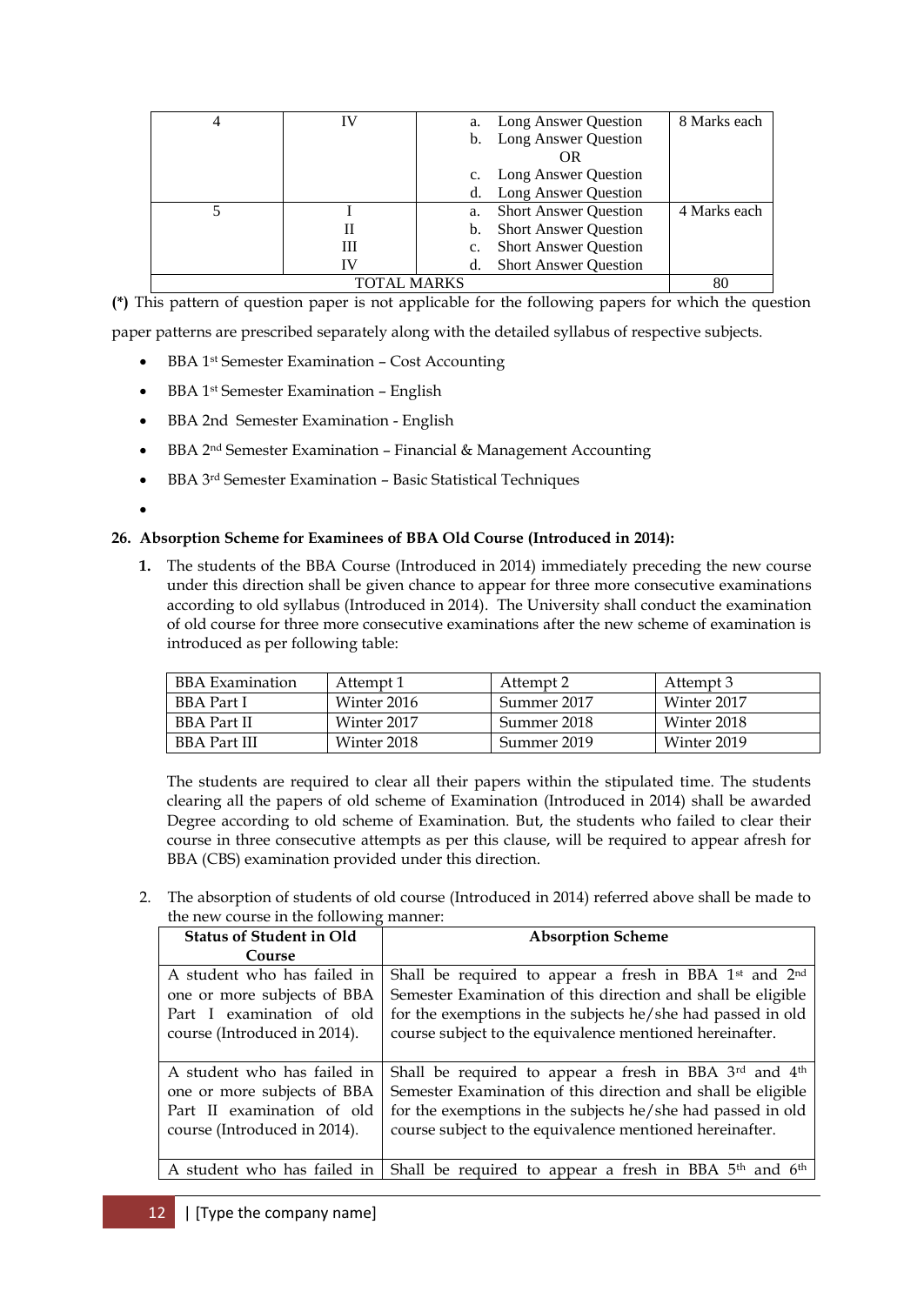| 4 | IV | a. Long Answer Question<br>b. Long Answer Question<br>OR<br>c. Long Answer Question<br>d. Long Answer Question | 8 Marks each |
|---|---|---|---|
| 5 | I<br>II<br>III<br>IV | a. Short Answer Question<br>b. Short Answer Question<br>c. Short Answer Question<br>d. Short Answer Question | 4 Marks each |
| TOTAL MARKS | | | 80 |

**(\*)** This pattern of question paper is not applicable for the following papers for which the question paper patterns are prescribed separately along with the detailed syllabus of respective subjects.

- BBA 1st Semester Examination – Cost Accounting
- BBA 1st Semester Examination – English
- BBA 2nd Semester Examination - English
- BBA 2nd Semester Examination – Financial & Management Accounting
- BBA 3rd Semester Examination – Basic Statistical Techniques

**26. Absorption Scheme for Examinees of BBA Old Course (Introduced in 2014):**

**1.** The students of the BBA Course (Introduced in 2014) immediately preceding the new course under this direction shall be given chance to appear for three more consecutive examinations according to old syllabus (Introduced in 2014). The University shall conduct the examination of old course for three more consecutive examinations after the new scheme of examination is introduced as per following table:

| BBA Examination | Attempt 1 | Attempt 2 | Attempt 3 |
|---|---|---|---|
| BBA Part I | Winter 2016 | Summer 2017 | Winter 2017 |
| BBA Part II | Winter 2017 | Summer 2018 | Winter 2018 |
| BBA Part III | Winter 2018 | Summer 2019 | Winter 2019 |

The students are required to clear all their papers within the stipulated time. The students clearing all the papers of old scheme of Examination (Introduced in 2014) shall be awarded Degree according to old scheme of Examination. But, the students who failed to clear their course in three consecutive attempts as per this clause, will be required to appear afresh for BBA (CBS) examination provided under this direction.

2. The absorption of students of old course (Introduced in 2014) referred above shall be made to the new course in the following manner:

| Status of Student in Old Course | Absorption Scheme |
|---|---|
| A student who has failed in one or more subjects of BBA Part I examination of old course (Introduced in 2014). | Shall be required to appear a fresh in BBA 1st and 2nd Semester Examination of this direction and shall be eligible for the exemptions in the subjects he/she had passed in old course subject to the equivalence mentioned hereinafter. |
| A student who has failed in one or more subjects of BBA Part II examination of old course (Introduced in 2014). | Shall be required to appear a fresh in BBA 3rd and 4th Semester Examination of this direction and shall be eligible for the exemptions in the subjects he/she had passed in old course subject to the equivalence mentioned hereinafter. |
| A student who has failed in | Shall be required to appear a fresh in BBA 5th and 6th |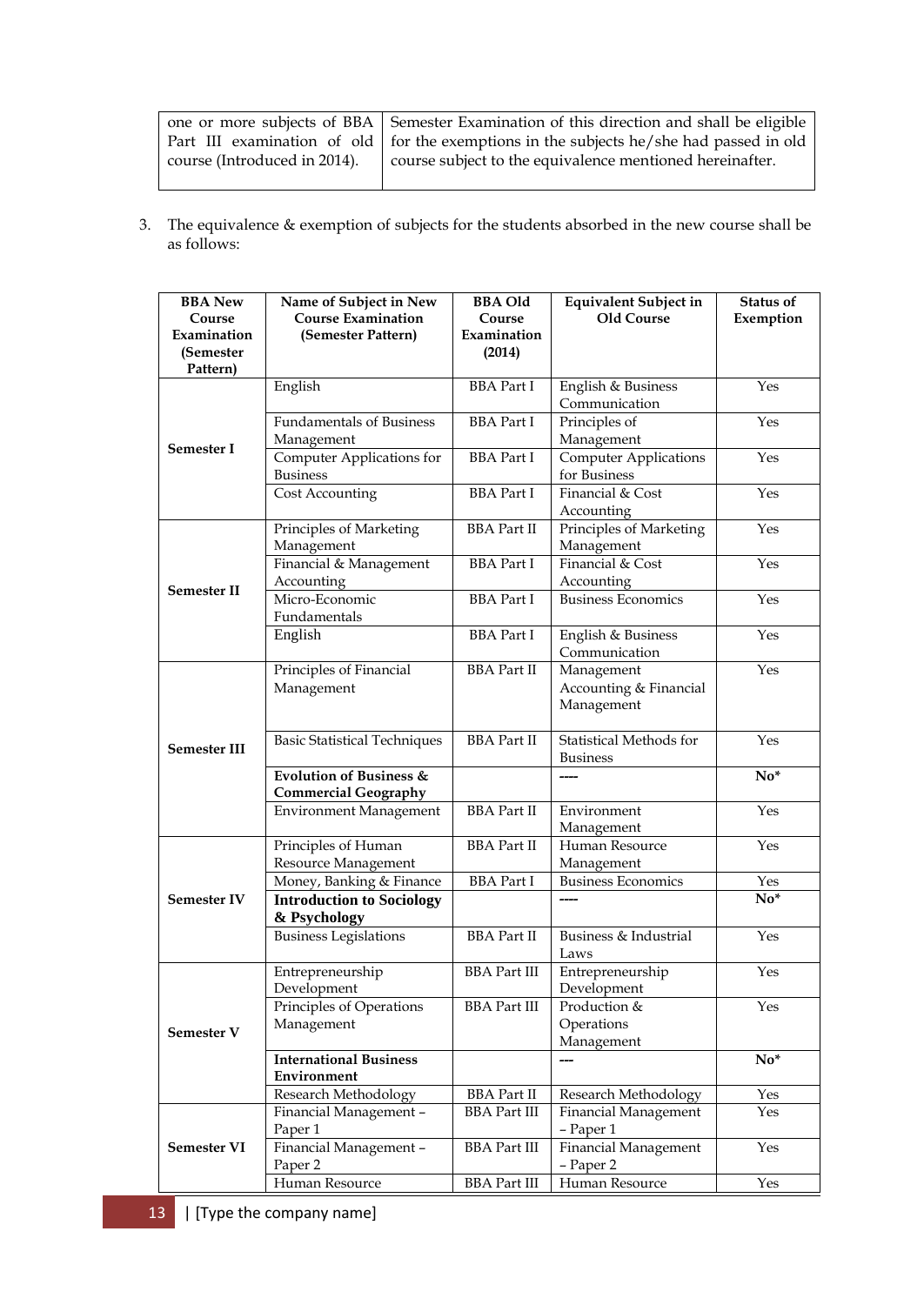| one or more subjects of BBA Part III examination of old course (Introduced in 2014). | Semester Examination of this direction and shall be eligible for the exemptions in the subjects he/she had passed in old course subject to the equivalence mentioned hereinafter. |
|---|---|

3. The equivalence & exemption of subjects for the students absorbed in the new course shall be as follows:

| BBA New Course Examination (Semester Pattern) | Name of Subject in New Course Examination (Semester Pattern) | BBA Old Course Examination (2014) | Equivalent Subject in Old Course | Status of Exemption |
|---|---|---|---|---|
| **Semester I** | English | BBA Part I | English & Business Communication | Yes |
| | Fundamentals of Business Management | BBA Part I | Principles of Management | Yes |
| | Computer Applications for Business | BBA Part I | Computer Applications for Business | Yes |
| | Cost Accounting | BBA Part I | Financial & Cost Accounting | Yes |
| **Semester II** | Principles of Marketing Management | BBA Part II | Principles of Marketing Management | Yes |
| | Financial & Management Accounting | BBA Part I | Financial & Cost Accounting | Yes |
| | Micro-Economic Fundamentals | BBA Part I | Business Economics | Yes |
| | English | BBA Part I | English & Business Communication | Yes |
| **Semester III** | Principles of Financial Management | BBA Part II | Management Accounting & Financial Management | Yes |
| | Basic Statistical Techniques | BBA Part II | Statistical Methods for Business | Yes |
| | **Evolution of Business & Commercial Geography** | | ---- | **No*** |
| | Environment Management | BBA Part II | Environment Management | Yes |
| **Semester IV** | Principles of Human Resource Management | BBA Part II | Human Resource Management | Yes |
| | Money, Banking & Finance | BBA Part I | Business Economics | Yes |
| | **Introduction to Sociology & Psychology** | | ---- | **No*** |
| | Business Legislations | BBA Part II | Business & Industrial Laws | Yes |
| **Semester V** | Entrepreneurship Development | BBA Part III | Entrepreneurship Development | Yes |
| | Principles of Operations Management | BBA Part III | Production & Operations Management | Yes |
| | **International Business Environment** | | --- | **No*** |
| | Research Methodology | BBA Part II | Research Methodology | Yes |
| **Semester VI** | Financial Management – Paper 1 | BBA Part III | Financial Management – Paper 1 | Yes |
| | Financial Management – Paper 2 | BBA Part III | Financial Management – Paper 2 | Yes |
| | Human Resource | BBA Part III | Human Resource | Yes |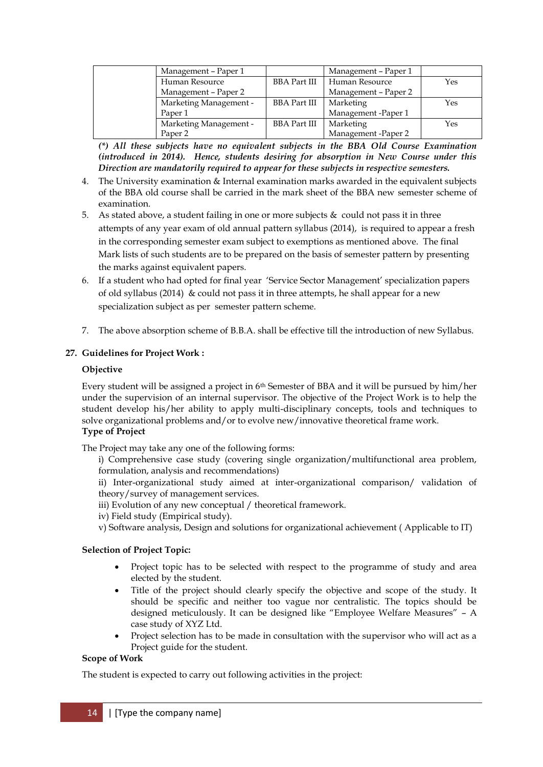| | | | | |
|---|---|---|---|---|
| | Management – Paper 1 | | Management – Paper 1 | |
| | Human Resource Management – Paper 2 | BBA Part III | Human Resource Management – Paper 2 | Yes |
| | Marketing Management - Paper 1 | BBA Part III | Marketing Management -Paper 1 | Yes |
| | Marketing Management - Paper 2 | BBA Part III | Marketing Management -Paper 2 | Yes |

***(\*) All these subjects have no equivalent subjects in the BBA Old Course Examination (introduced in 2014). Hence, students desiring for absorption in New Course under this Direction are mandatorily required to appear for these subjects in respective semesters.***

4. The University examination & Internal examination marks awarded in the equivalent subjects of the BBA old course shall be carried in the mark sheet of the BBA new semester scheme of examination.
5. As stated above, a student failing in one or more subjects & could not pass it in three attempts of any year exam of old annual pattern syllabus (2014), is required to appear a fresh in the corresponding semester exam subject to exemptions as mentioned above. The final Mark lists of such students are to be prepared on the basis of semester pattern by presenting the marks against equivalent papers.
6. If a student who had opted for final year 'Service Sector Management' specialization papers of old syllabus (2014) & could not pass it in three attempts, he shall appear for a new specialization subject as per semester pattern scheme.
7. The above absorption scheme of B.B.A. shall be effective till the introduction of new Syllabus.

**27. Guidelines for Project Work :**

**Objective**

Every student will be assigned a project in 6th Semester of BBA and it will be pursued by him/her under the supervision of an internal supervisor. The objective of the Project Work is to help the student develop his/her ability to apply multi-disciplinary concepts, tools and techniques to solve organizational problems and/or to evolve new/innovative theoretical frame work.

**Type of Project**

The Project may take any one of the following forms:

i) Comprehensive case study (covering single organization/multifunctional area problem, formulation, analysis and recommendations)

ii) Inter-organizational study aimed at inter-organizational comparison/ validation of theory/survey of management services.

iii) Evolution of any new conceptual / theoretical framework.

iv) Field study (Empirical study).

v) Software analysis, Design and solutions for organizational achievement ( Applicable to IT)

**Selection of Project Topic:**

- Project topic has to be selected with respect to the programme of study and area elected by the student.
- Title of the project should clearly specify the objective and scope of the study. It should be specific and neither too vague nor centralistic. The topics should be designed meticulously. It can be designed like "Employee Welfare Measures" – A case study of XYZ Ltd.
- Project selection has to be made in consultation with the supervisor who will act as a Project guide for the student.

**Scope of Work**

The student is expected to carry out following activities in the project: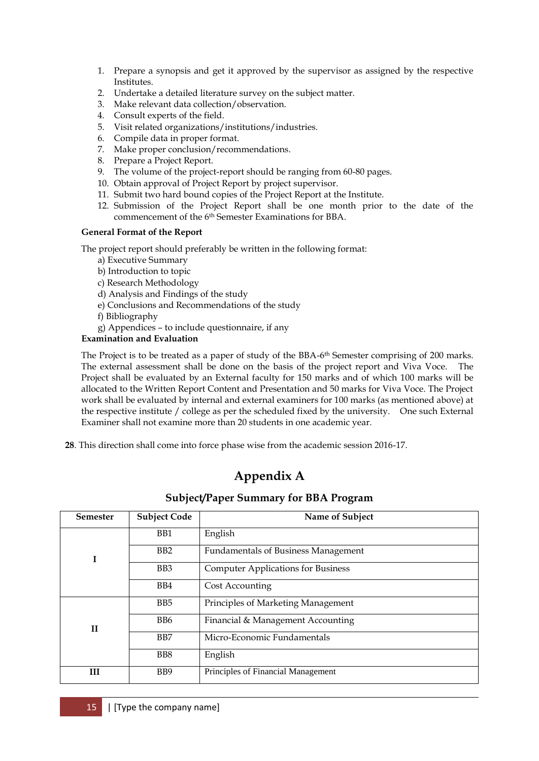1. Prepare a synopsis and get it approved by the supervisor as assigned by the respective Institutes.
2. Undertake a detailed literature survey on the subject matter.
3. Make relevant data collection/observation.
4. Consult experts of the field.
5. Visit related organizations/institutions/industries.
6. Compile data in proper format.
7. Make proper conclusion/recommendations.
8. Prepare a Project Report.
9. The volume of the project-report should be ranging from 60-80 pages.
10. Obtain approval of Project Report by project supervisor.
11. Submit two hard bound copies of the Project Report at the Institute.
12. Submission of the Project Report shall be one month prior to the date of the commencement of the 6th Semester Examinations for BBA.

**General Format of the Report**

The project report should preferably be written in the following format:

a) Executive Summary
b) Introduction to topic
c) Research Methodology
d) Analysis and Findings of the study
e) Conclusions and Recommendations of the study
f) Bibliography
g) Appendices – to include questionnaire, if any

**Examination and Evaluation**

The Project is to be treated as a paper of study of the BBA-6th Semester comprising of 200 marks. The external assessment shall be done on the basis of the project report and Viva Voce. The Project shall be evaluated by an External faculty for 150 marks and of which 100 marks will be allocated to the Written Report Content and Presentation and 50 marks for Viva Voce. The Project work shall be evaluated by internal and external examiners for 100 marks (as mentioned above) at the respective institute / college as per the scheduled fixed by the university. One such External Examiner shall not examine more than 20 students in one academic year.

**28**. This direction shall come into force phase wise from the academic session 2016-17.

# Appendix A

## Subject/Paper Summary for BBA Program

| Semester | Subject Code | Name of Subject |
|---|---|---|
| I | BB1 | English |
| | BB2 | Fundamentals of Business Management |
| | BB3 | Computer Applications for Business |
| | BB4 | Cost Accounting |
| II | BB5 | Principles of Marketing Management |
| | BB6 | Financial & Management Accounting |
| | BB7 | Micro-Economic Fundamentals |
| | BB8 | English |
| III | BB9 | Principles of Financial Management |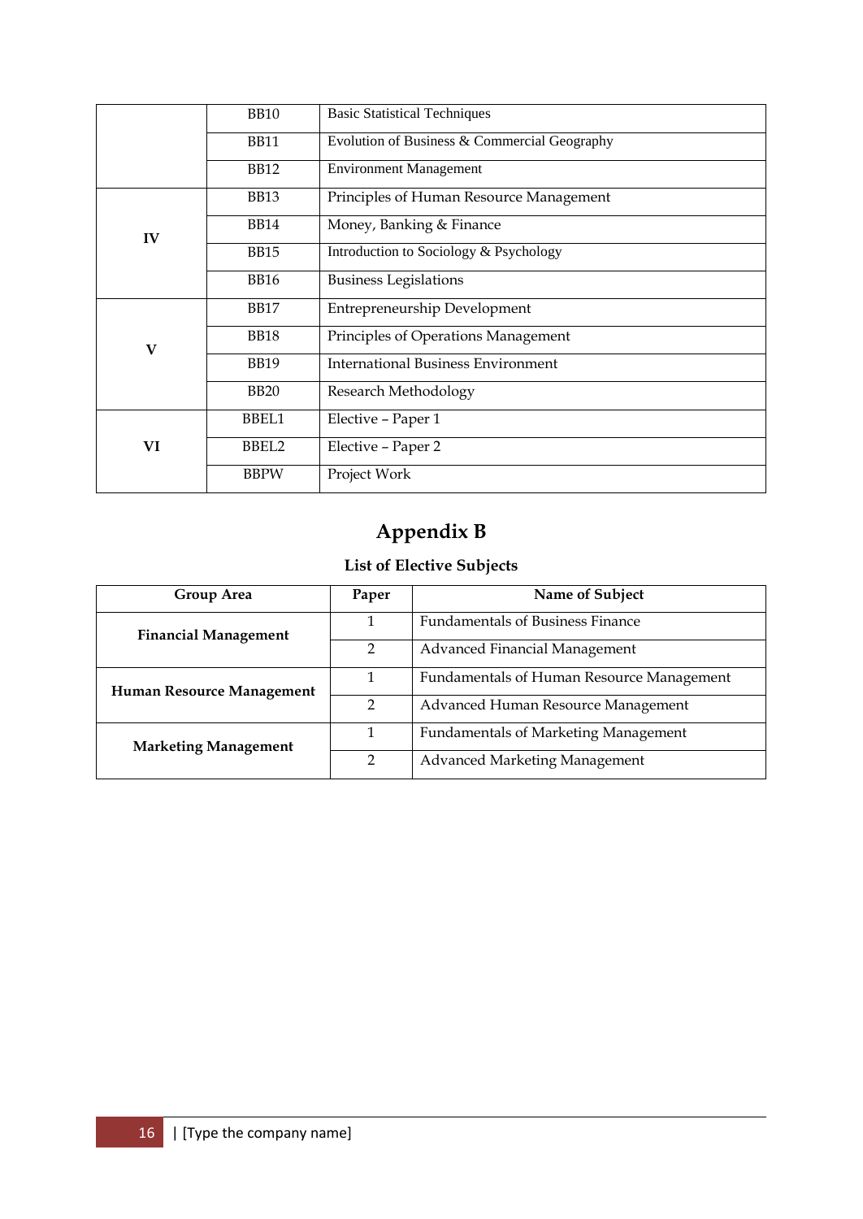| | | |
|---|---|---|
| | BB10 | Basic Statistical Techniques |
| | BB11 | Evolution of Business & Commercial Geography |
| | BB12 | Environment Management |
| IV | BB13 | Principles of Human Resource Management |
| | BB14 | Money, Banking & Finance |
| | BB15 | Introduction to Sociology & Psychology |
| | BB16 | Business Legislations |
| V | BB17 | Entrepreneurship Development |
| | BB18 | Principles of Operations Management |
| | BB19 | International Business Environment |
| | BB20 | Research Methodology |
| VI | BBEL1 | Elective – Paper 1 |
| | BBEL2 | Elective – Paper 2 |
| | BBPW | Project Work |

# Appendix B

### List of Elective Subjects

| Group Area | Paper | Name of Subject |
|---|---|---|
| **Financial Management** | 1 | Fundamentals of Business Finance |
| | 2 | Advanced Financial Management |
| **Human Resource Management** | 1 | Fundamentals of Human Resource Management |
| | 2 | Advanced Human Resource Management |
| **Marketing Management** | 1 | Fundamentals of Marketing Management |
| | 2 | Advanced Marketing Management |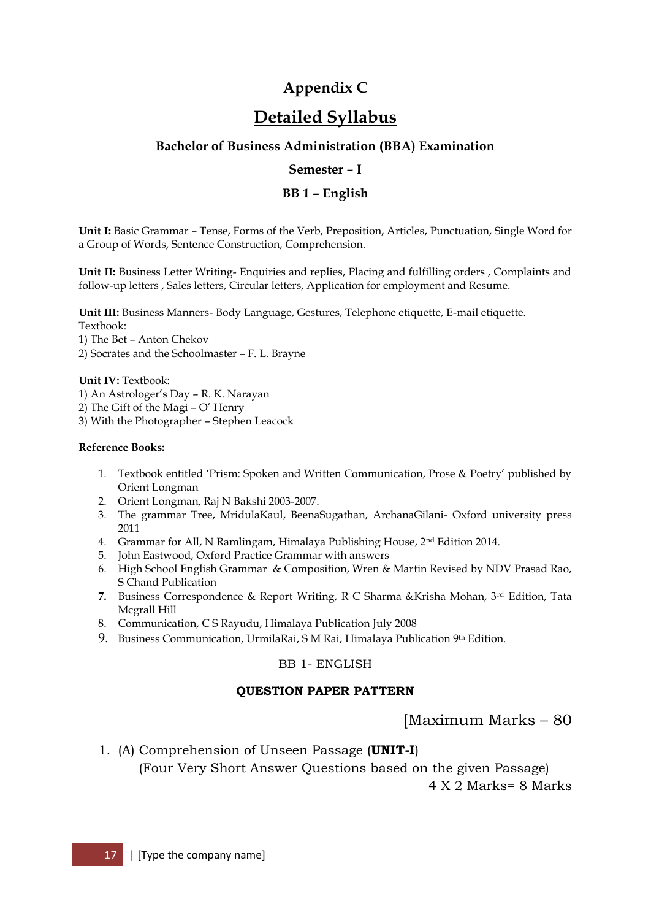# Appendix C

# Detailed Syllabus

### Bachelor of Business Administration (BBA) Examination

### Semester – I

### BB 1 – English

**Unit I:** Basic Grammar – Tense, Forms of the Verb, Preposition, Articles, Punctuation, Single Word for a Group of Words, Sentence Construction, Comprehension.

**Unit II:** Business Letter Writing- Enquiries and replies, Placing and fulfilling orders , Complaints and follow-up letters , Sales letters, Circular letters, Application for employment and Resume.

**Unit III:** Business Manners- Body Language, Gestures, Telephone etiquette, E-mail etiquette.
Textbook:
1) The Bet – Anton Chekov
2) Socrates and the Schoolmaster – F. L. Brayne

**Unit IV:** Textbook:
1) An Astrologer's Day – R. K. Narayan
2) The Gift of the Magi – O' Henry
3) With the Photographer – Stephen Leacock

**Reference Books:**

1. Textbook entitled 'Prism: Spoken and Written Communication, Prose & Poetry' published by Orient Longman
2. Orient Longman, Raj N Bakshi 2003-2007.
3. The grammar Tree, MridulaKaul, BeenaSugathan, ArchanaGilani- Oxford university press 2011
4. Grammar for All, N Ramlingam, Himalaya Publishing House, 2nd Edition 2014.
5. John Eastwood, Oxford Practice Grammar with answers
6. High School English Grammar & Composition, Wren & Martin Revised by NDV Prasad Rao, S Chand Publication
7. Business Correspondence & Report Writing, R C Sharma &Krisha Mohan, 3rd Edition, Tata Mcgrall Hill
8. Communication, C S Rayudu, Himalaya Publication July 2008
9. Business Communication, UrmilaRai, S M Rai, Himalaya Publication 9th Edition.

BB 1- ENGLISH

**QUESTION PAPER PATTERN**

[Maximum Marks – 80

1. (A) Comprehension of Unseen Passage (**UNIT-I**)
   (Four Very Short Answer Questions based on the given Passage)
   4 X 2 Marks= 8 Marks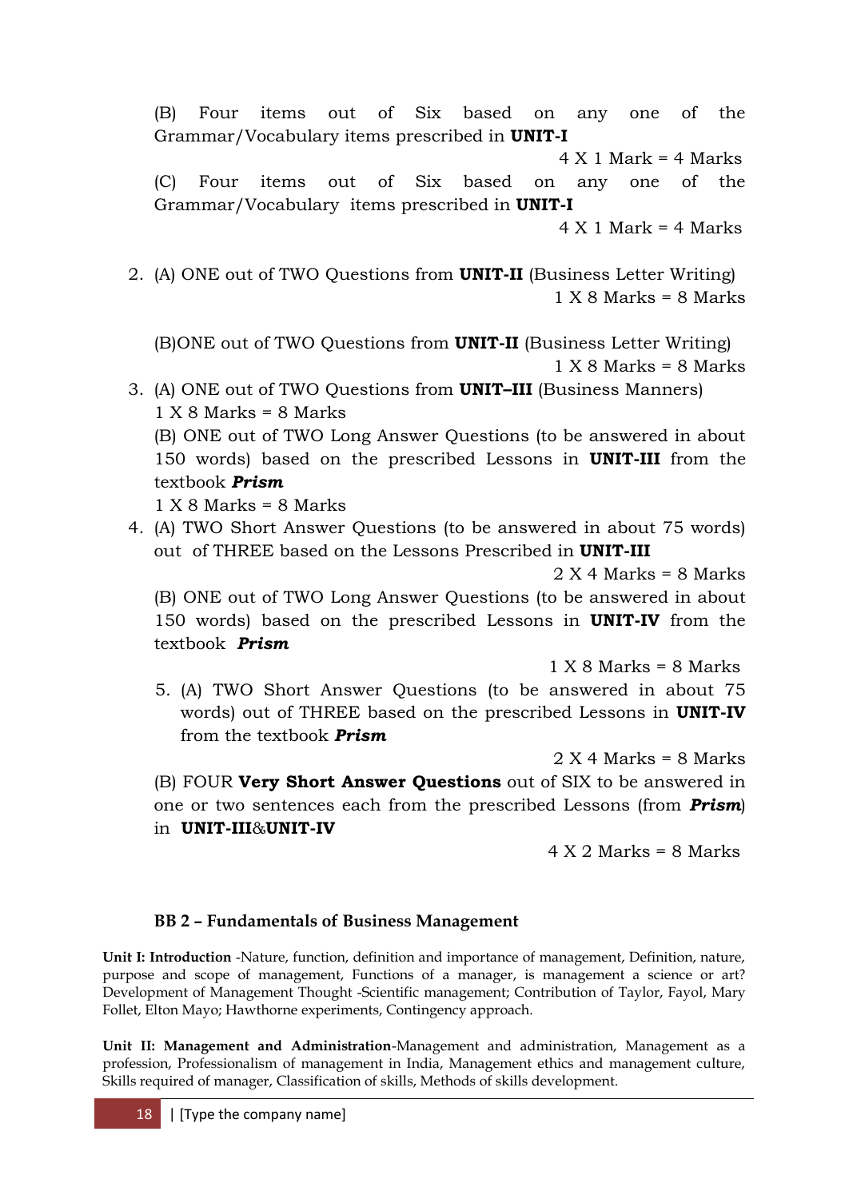(B) Four items out of Six based on any one of the Grammar/Vocabulary items prescribed in **UNIT-I**

4 X 1 Mark = 4 Marks

(C) Four items out of Six based on any one of the Grammar/Vocabulary items prescribed in **UNIT-I**

4 X 1 Mark = 4 Marks

2. (A) ONE out of TWO Questions from **UNIT-II** (Business Letter Writing)

   1 X 8 Marks = 8 Marks

   (B)ONE out of TWO Questions from **UNIT-II** (Business Letter Writing)

   1 X 8 Marks = 8 Marks

3. (A) ONE out of TWO Questions from **UNIT–III** (Business Manners)

   1 X 8 Marks = 8 Marks

   (B) ONE out of TWO Long Answer Questions (to be answered in about 150 words) based on the prescribed Lessons in **UNIT-III** from the textbook ***Prism***

   1 X 8 Marks = 8 Marks

4. (A) TWO Short Answer Questions (to be answered in about 75 words) out of THREE based on the Lessons Prescribed in **UNIT-III**

   2 X 4 Marks = 8 Marks

   (B) ONE out of TWO Long Answer Questions (to be answered in about 150 words) based on the prescribed Lessons in **UNIT-IV** from the textbook ***Prism***

   1 X 8 Marks = 8 Marks

5. (A) TWO Short Answer Questions (to be answered in about 75 words) out of THREE based on the prescribed Lessons in **UNIT-IV** from the textbook ***Prism***

   2 X 4 Marks = 8 Marks

   (B) FOUR **Very Short Answer Questions** out of SIX to be answered in one or two sentences each from the prescribed Lessons (from ***Prism***) in **UNIT-III**&**UNIT-IV**

   4 X 2 Marks = 8 Marks

## BB 2 – Fundamentals of Business Management

**Unit I: Introduction** -Nature, function, definition and importance of management, Definition, nature, purpose and scope of management, Functions of a manager, is management a science or art? Development of Management Thought -Scientific management; Contribution of Taylor, Fayol, Mary Follet, Elton Mayo; Hawthorne experiments, Contingency approach.

**Unit II: Management and Administration**-Management and administration, Management as a profession, Professionalism of management in India, Management ethics and management culture, Skills required of manager, Classification of skills, Methods of skills development.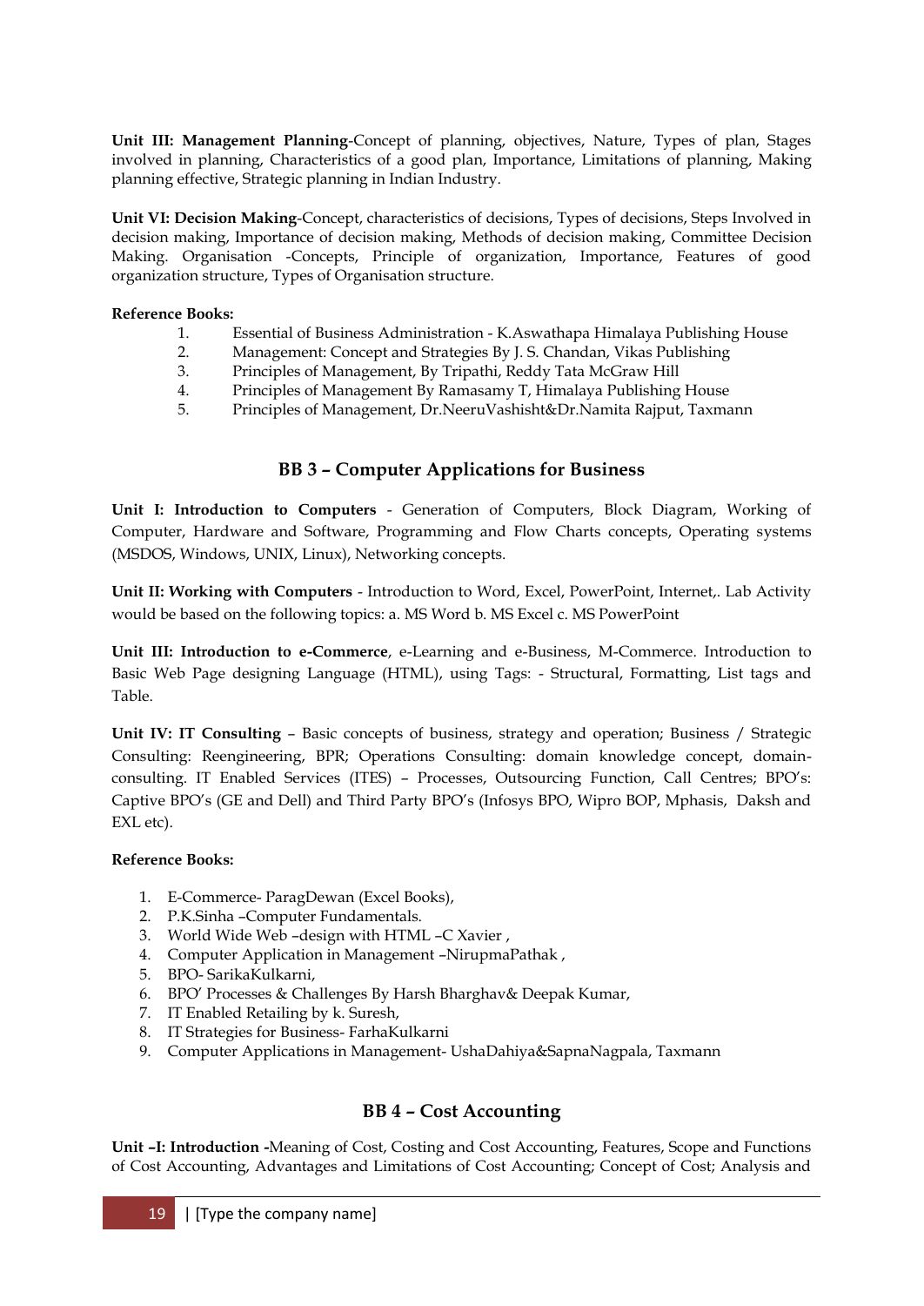**Unit III: Management Planning**-Concept of planning, objectives, Nature, Types of plan, Stages involved in planning, Characteristics of a good plan, Importance, Limitations of planning, Making planning effective, Strategic planning in Indian Industry.

**Unit VI: Decision Making**-Concept, characteristics of decisions, Types of decisions, Steps Involved in decision making, Importance of decision making, Methods of decision making, Committee Decision Making. Organisation -Concepts, Principle of organization, Importance, Features of good organization structure, Types of Organisation structure.

**Reference Books:**

1. Essential of Business Administration - K.Aswathapa Himalaya Publishing House
2. Management: Concept and Strategies By J. S. Chandan, Vikas Publishing
3. Principles of Management, By Tripathi, Reddy Tata McGraw Hill
4. Principles of Management By Ramasamy T, Himalaya Publishing House
5. Principles of Management, Dr.NeeruVashisht&Dr.Namita Rajput, Taxmann

## BB 3 – Computer Applications for Business

**Unit I: Introduction to Computers** - Generation of Computers, Block Diagram, Working of Computer, Hardware and Software, Programming and Flow Charts concepts, Operating systems (MSDOS, Windows, UNIX, Linux), Networking concepts.

**Unit II: Working with Computers** - Introduction to Word, Excel, PowerPoint, Internet,. Lab Activity would be based on the following topics: a. MS Word b. MS Excel c. MS PowerPoint

**Unit III: Introduction to e-Commerce**, e-Learning and e-Business, M-Commerce. Introduction to Basic Web Page designing Language (HTML), using Tags: - Structural, Formatting, List tags and Table.

**Unit IV: IT Consulting** – Basic concepts of business, strategy and operation; Business / Strategic Consulting: Reengineering, BPR; Operations Consulting: domain knowledge concept, domain-consulting. IT Enabled Services (ITES) – Processes, Outsourcing Function, Call Centres; BPO's: Captive BPO's (GE and Dell) and Third Party BPO's (Infosys BPO, Wipro BOP, Mphasis, Daksh and EXL etc).

**Reference Books:**

1. E-Commerce- ParagDewan (Excel Books),
2. P.K.Sinha –Computer Fundamentals.
3. World Wide Web –design with HTML –C Xavier ,
4. Computer Application in Management –NirupmaPathak ,
5. BPO- SarikaKulkarni,
6. BPO' Processes & Challenges By Harsh Bharghav& Deepak Kumar,
7. IT Enabled Retailing by k. Suresh,
8. IT Strategies for Business- FarhaKulkarni
9. Computer Applications in Management- UshaDahiya&SapnaNagpala, Taxmann

## BB 4 – Cost Accounting

**Unit –I: Introduction -**Meaning of Cost, Costing and Cost Accounting, Features, Scope and Functions of Cost Accounting, Advantages and Limitations of Cost Accounting; Concept of Cost; Analysis and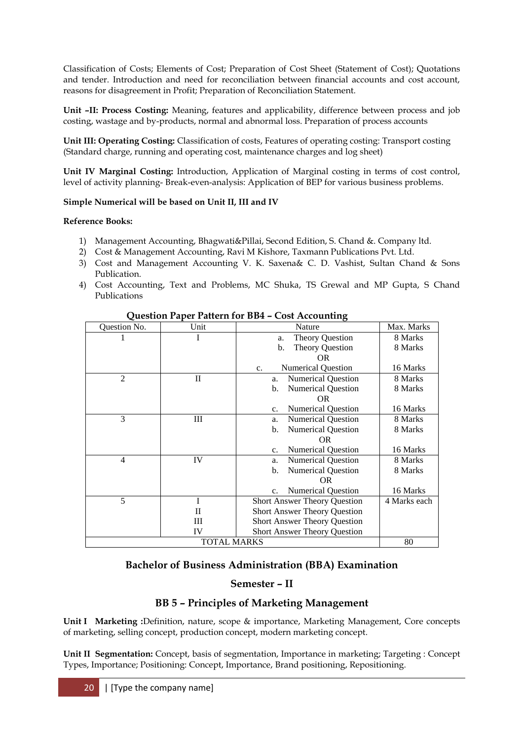Classification of Costs; Elements of Cost; Preparation of Cost Sheet (Statement of Cost); Quotations and tender. Introduction and need for reconciliation between financial accounts and cost account, reasons for disagreement in Profit; Preparation of Reconciliation Statement.

**Unit –II: Process Costing:** Meaning, features and applicability, difference between process and job costing, wastage and by-products, normal and abnormal loss. Preparation of process accounts

**Unit III: Operating Costing:** Classification of costs, Features of operating costing: Transport costing (Standard charge, running and operating cost, maintenance charges and log sheet)

**Unit IV Marginal Costing:** Introduction, Application of Marginal costing in terms of cost control, level of activity planning- Break-even-analysis: Application of BEP for various business problems.

**Simple Numerical will be based on Unit II, III and IV**

**Reference Books:**

1) Management Accounting, Bhagwati&Pillai, Second Edition, S. Chand &. Company ltd.
2) Cost & Management Accounting, Ravi M Kishore, Taxmann Publications Pvt. Ltd.
3) Cost and Management Accounting V. K. Saxena& C. D. Vashist, Sultan Chand & Sons Publication.
4) Cost Accounting, Text and Problems, MC Shuka, TS Grewal and MP Gupta, S Chand Publications

**Question Paper Pattern for BB4 – Cost Accounting**

| Question No. | Unit | Nature | Max. Marks |
|---|---|---|---|
| 1 | I | a. Theory Question | 8 Marks |
| | | b. Theory Question | 8 Marks |
| | | OR | |
| | | c. Numerical Question | 16 Marks |
| 2 | II | a. Numerical Question | 8 Marks |
| | | b. Numerical Question | 8 Marks |
| | | OR | |
| | | c. Numerical Question | 16 Marks |
| 3 | III | a. Numerical Question | 8 Marks |
| | | b. Numerical Question | 8 Marks |
| | | OR | |
| | | c. Numerical Question | 16 Marks |
| 4 | IV | a. Numerical Question | 8 Marks |
| | | b. Numerical Question | 8 Marks |
| | | OR | |
| | | c. Numerical Question | 16 Marks |
| 5 | I | Short Answer Theory Question | 4 Marks each |
| | II | Short Answer Theory Question | |
| | III | Short Answer Theory Question | |
| | IV | Short Answer Theory Question | |
| TOTAL MARKS | | | 80 |

## Bachelor of Business Administration (BBA) Examination

## Semester – II

## BB 5 – Principles of Marketing Management

**Unit I Marketing :**Definition, nature, scope & importance, Marketing Management, Core concepts of marketing, selling concept, production concept, modern marketing concept.

**Unit II Segmentation:** Concept, basis of segmentation, Importance in marketing; Targeting : Concept Types, Importance; Positioning: Concept, Importance, Brand positioning, Repositioning.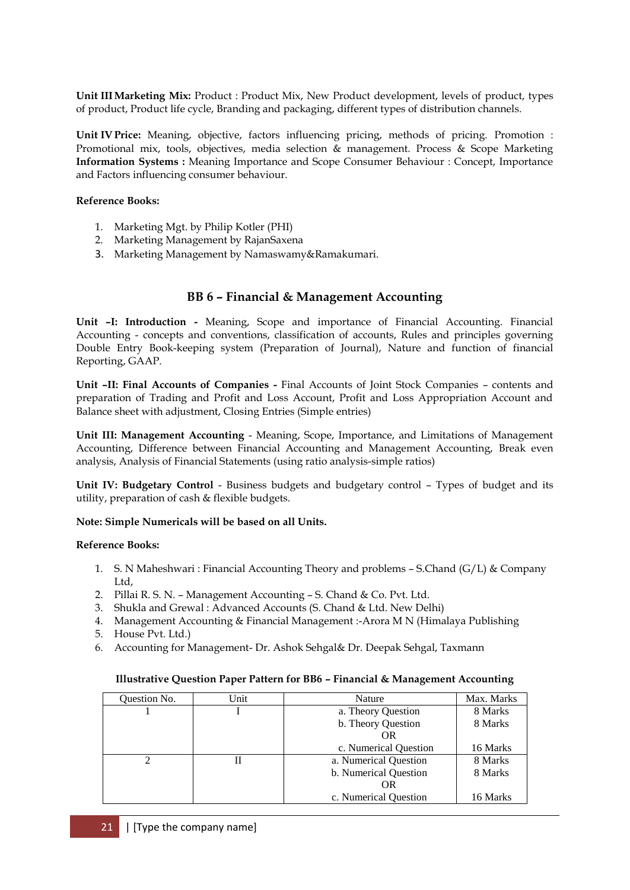**Unit III Marketing Mix:** Product : Product Mix, New Product development, levels of product, types of product, Product life cycle, Branding and packaging, different types of distribution channels.

**Unit IV Price:** Meaning, objective, factors influencing pricing, methods of pricing. Promotion : Promotional mix, tools, objectives, media selection & management. Process & Scope Marketing **Information Systems :** Meaning Importance and Scope Consumer Behaviour : Concept, Importance and Factors influencing consumer behaviour.

**Reference Books:**

1. Marketing Mgt. by Philip Kotler (PHI)
2. Marketing Management by RajanSaxena
3. Marketing Management by Namaswamy&Ramakumari.

## BB 6 – Financial & Management Accounting

**Unit –I: Introduction -** Meaning, Scope and importance of Financial Accounting. Financial Accounting - concepts and conventions, classification of accounts, Rules and principles governing Double Entry Book-keeping system (Preparation of Journal), Nature and function of financial Reporting, GAAP.

**Unit –II: Final Accounts of Companies -** Final Accounts of Joint Stock Companies – contents and preparation of Trading and Profit and Loss Account, Profit and Loss Appropriation Account and Balance sheet with adjustment, Closing Entries (Simple entries)

**Unit III: Management Accounting** - Meaning, Scope, Importance, and Limitations of Management Accounting, Difference between Financial Accounting and Management Accounting, Break even analysis, Analysis of Financial Statements (using ratio analysis-simple ratios)

**Unit IV: Budgetary Control** - Business budgets and budgetary control – Types of budget and its utility, preparation of cash & flexible budgets.

**Note: Simple Numericals will be based on all Units.**

**Reference Books:**

1. S. N Maheshwari : Financial Accounting Theory and problems – S.Chand (G/L) & Company Ltd,
2. Pillai R. S. N. – Management Accounting – S. Chand & Co. Pvt. Ltd.
3. Shukla and Grewal : Advanced Accounts (S. Chand & Ltd. New Delhi)
4. Management Accounting & Financial Management :-Arora M N (Himalaya Publishing
5. House Pvt. Ltd.)
6. Accounting for Management- Dr. Ashok Sehgal& Dr. Deepak Sehgal, Taxmann

**Illustrative Question Paper Pattern for BB6 – Financial & Management Accounting**

| Question No. | Unit | Nature | Max. Marks |
|---|---|---|---|
| 1 | I | a. Theory Question | 8 Marks |
| | | b. Theory Question | 8 Marks |
| | | OR | |
| | | c. Numerical Question | 16 Marks |
| 2 | II | a. Numerical Question | 8 Marks |
| | | b. Numerical Question | 8 Marks |
| | | OR | |
| | | c. Numerical Question | 16 Marks |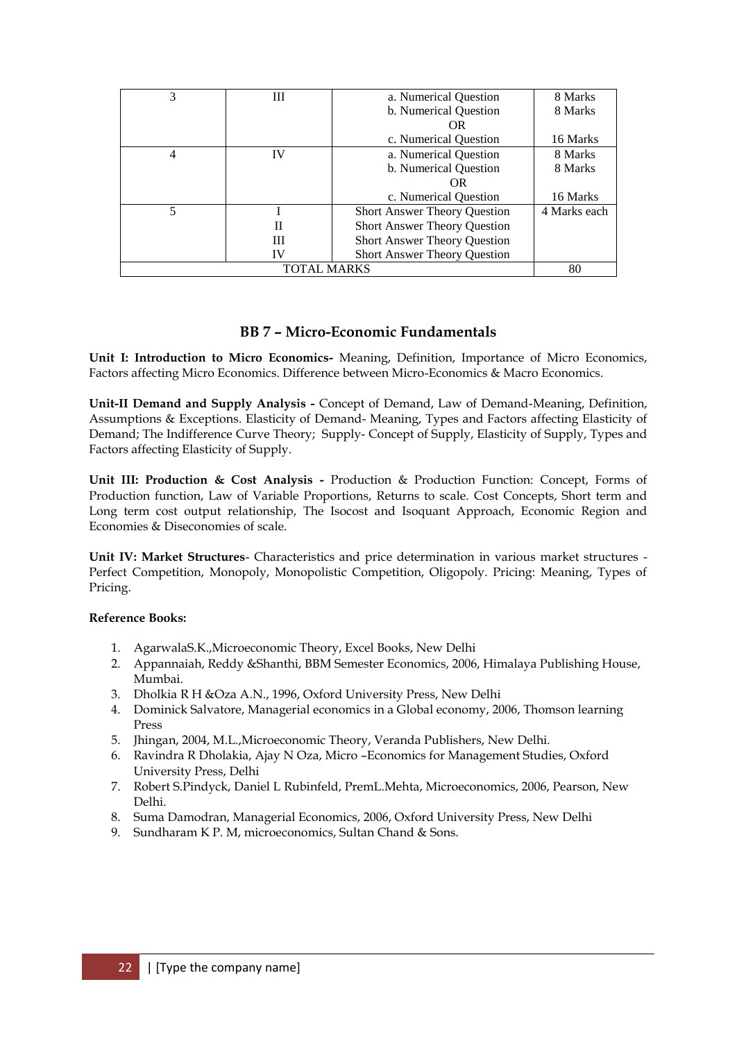| 3 | III | a. Numerical Question | 8 Marks |
|---|---|---|---|
| | | b. Numerical Question | 8 Marks |
| | | OR | |
| | | c. Numerical Question | 16 Marks |
| 4 | IV | a. Numerical Question | 8 Marks |
| | | b. Numerical Question | 8 Marks |
| | | OR | |
| | | c. Numerical Question | 16 Marks |
| 5 | I | Short Answer Theory Question | 4 Marks each |
| | II | Short Answer Theory Question | |
| | III | Short Answer Theory Question | |
| | IV | Short Answer Theory Question | |
| TOTAL MARKS | | | 80 |

## BB 7 – Micro-Economic Fundamentals

**Unit I: Introduction to Micro Economics-** Meaning, Definition, Importance of Micro Economics, Factors affecting Micro Economics. Difference between Micro-Economics & Macro Economics.

**Unit-II Demand and Supply Analysis -** Concept of Demand, Law of Demand-Meaning, Definition, Assumptions & Exceptions. Elasticity of Demand- Meaning, Types and Factors affecting Elasticity of Demand; The Indifference Curve Theory; Supply- Concept of Supply, Elasticity of Supply, Types and Factors affecting Elasticity of Supply.

**Unit III: Production & Cost Analysis -** Production & Production Function: Concept, Forms of Production function, Law of Variable Proportions, Returns to scale. Cost Concepts, Short term and Long term cost output relationship, The Isocost and Isoquant Approach, Economic Region and Economies & Diseconomies of scale.

**Unit IV: Market Structures**- Characteristics and price determination in various market structures - Perfect Competition, Monopoly, Monopolistic Competition, Oligopoly. Pricing: Meaning, Types of Pricing.

**Reference Books:**

1. AgarwalaS.K.,Microeconomic Theory, Excel Books, New Delhi
2. Appannaiah, Reddy &Shanthi, BBM Semester Economics, 2006, Himalaya Publishing House, Mumbai.
3. Dholkia R H &Oza A.N., 1996, Oxford University Press, New Delhi
4. Dominick Salvatore, Managerial economics in a Global economy, 2006, Thomson learning Press
5. Jhingan, 2004, M.L.,Microeconomic Theory, Veranda Publishers, New Delhi.
6. Ravindra R Dholakia, Ajay N Oza, Micro –Economics for Management Studies, Oxford University Press, Delhi
7. Robert S.Pindyck, Daniel L Rubinfeld, PremL.Mehta, Microeconomics, 2006, Pearson, New Delhi.
8. Suma Damodran, Managerial Economics, 2006, Oxford University Press, New Delhi
9. Sundharam K P. M, microeconomics, Sultan Chand & Sons.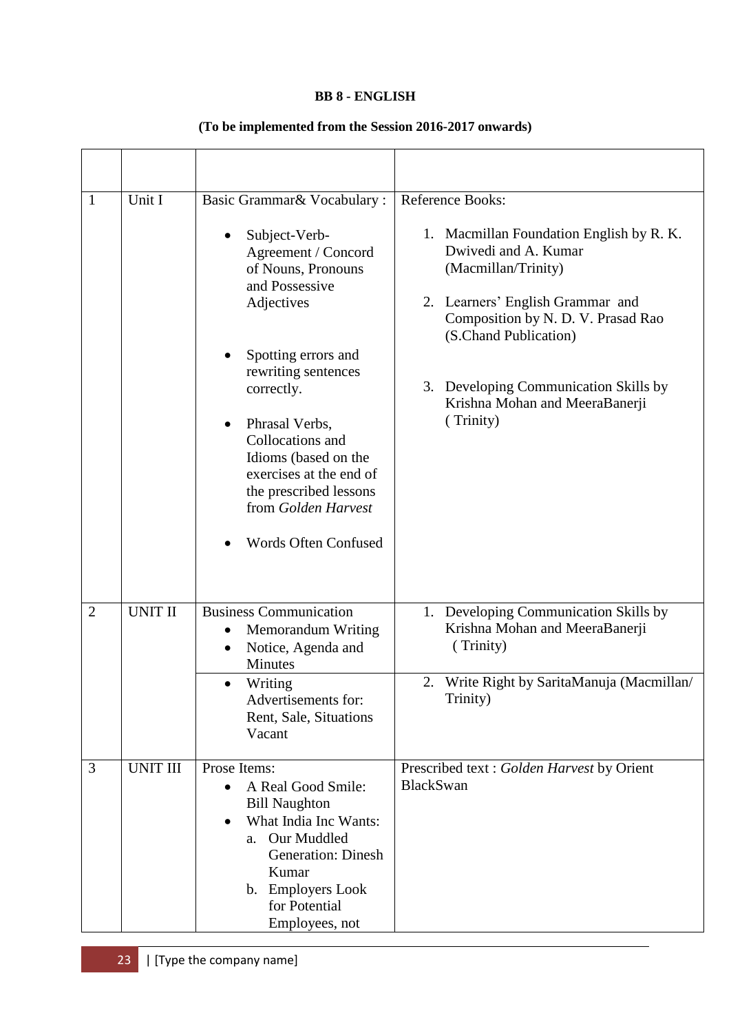**BB 8 - ENGLISH**

**(To be implemented from the Session 2016-2017 onwards)**

| | | | |
|---|---|---|---|
| 1 | Unit I | Basic Grammar& Vocabulary :<br>• Subject-Verb-Agreement / Concord of Nouns, Pronouns and Possessive Adjectives<br>• Spotting errors and rewriting sentences correctly.<br>• Phrasal Verbs, Collocations and Idioms (based on the exercises at the end of the prescribed lessons from *Golden Harvest*<br>• Words Often Confused | Reference Books:<br>1. Macmillan Foundation English by R. K. Dwivedi and A. Kumar (Macmillan/Trinity)<br>2. Learners' English Grammar and Composition by N. D. V. Prasad Rao (S.Chand Publication)<br>3. Developing Communication Skills by Krishna Mohan and MeeraBanerji ( Trinity) |
| 2 | UNIT II | Business Communication<br>• Memorandum Writing<br>• Notice, Agenda and Minutes | 1. Developing Communication Skills by Krishna Mohan and MeeraBanerji ( Trinity) |
| | | • Writing Advertisements for: Rent, Sale, Situations Vacant | 2. Write Right by SaritaManuja (Macmillan/ Trinity) |
| 3 | UNIT III | Prose Items:<br>• A Real Good Smile: Bill Naughton<br>• What India Inc Wants:<br>a. Our Muddled Generation: Dinesh Kumar<br>b. Employers Look for Potential Employees, not | Prescribed text : *Golden Harvest* by Orient BlackSwan |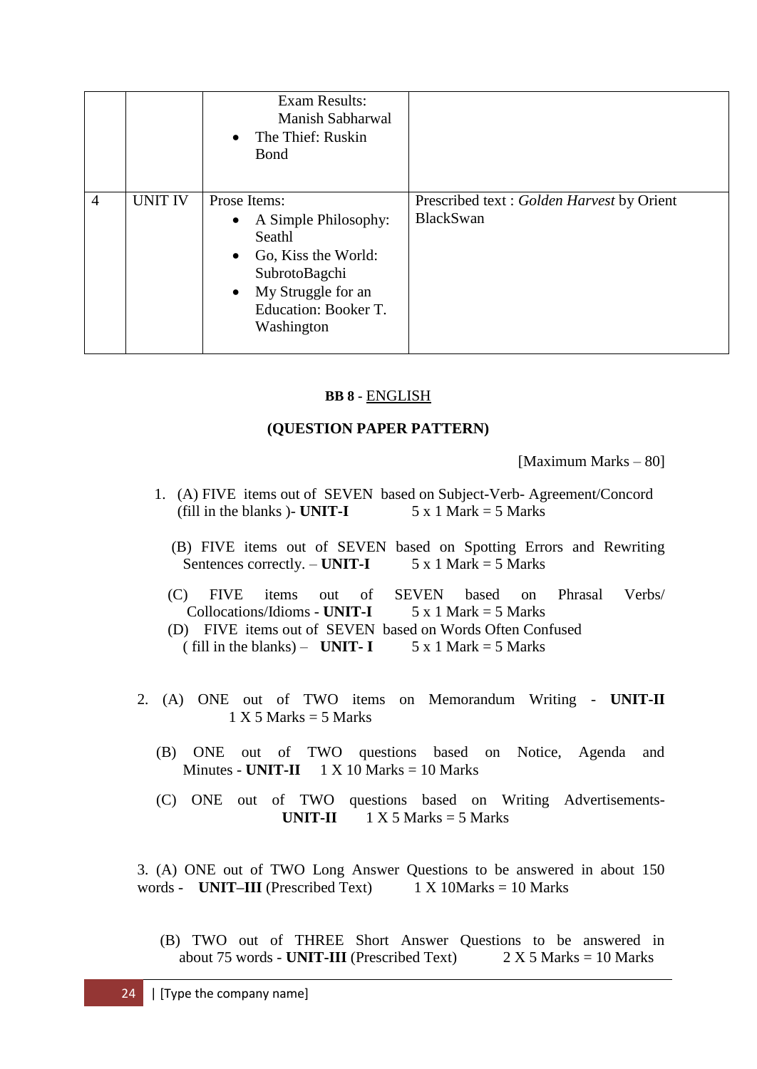|  |  |  |  |
|---|---|---|---|
|  |  | Exam Results: Manish Sabharwal<br>• The Thief: Ruskin Bond |  |
| 4 | UNIT IV | Prose Items:<br>• A Simple Philosophy: Seathl<br>• Go, Kiss the World: SubrotoBagchi<br>• My Struggle for an Education: Booker T. Washington | Prescribed text : *Golden Harvest* by Orient BlackSwan |

**BB 8 -** ENGLISH

**(QUESTION PAPER PATTERN)**

[Maximum Marks – 80]

1. (A) FIVE items out of SEVEN based on Subject-Verb- Agreement/Concord (fill in the blanks )- **UNIT-I** 5 x 1 Mark = 5 Marks

   (B) FIVE items out of SEVEN based on Spotting Errors and Rewriting Sentences correctly. – **UNIT-I** 5 x 1 Mark = 5 Marks

   (C) FIVE items out of SEVEN based on Phrasal Verbs/ Collocations/Idioms - **UNIT-I** 5 x 1 Mark = 5 Marks

   (D) FIVE items out of SEVEN based on Words Often Confused ( fill in the blanks) – **UNIT- I** 5 x 1 Mark = 5 Marks

2. (A) ONE out of TWO items on Memorandum Writing - **UNIT-II** 1 X 5 Marks = 5 Marks

   (B) ONE out of TWO questions based on Notice, Agenda and Minutes - **UNIT-II** 1 X 10 Marks = 10 Marks

   (C) ONE out of TWO questions based on Writing Advertisements- **UNIT-II** 1 X 5 Marks = 5 Marks

3. (A) ONE out of TWO Long Answer Questions to be answered in about 150 words - **UNIT–III** (Prescribed Text) 1 X 10Marks = 10 Marks

   (B) TWO out of THREE Short Answer Questions to be answered in about 75 words - **UNIT-III** (Prescribed Text) 2 X 5 Marks = 10 Marks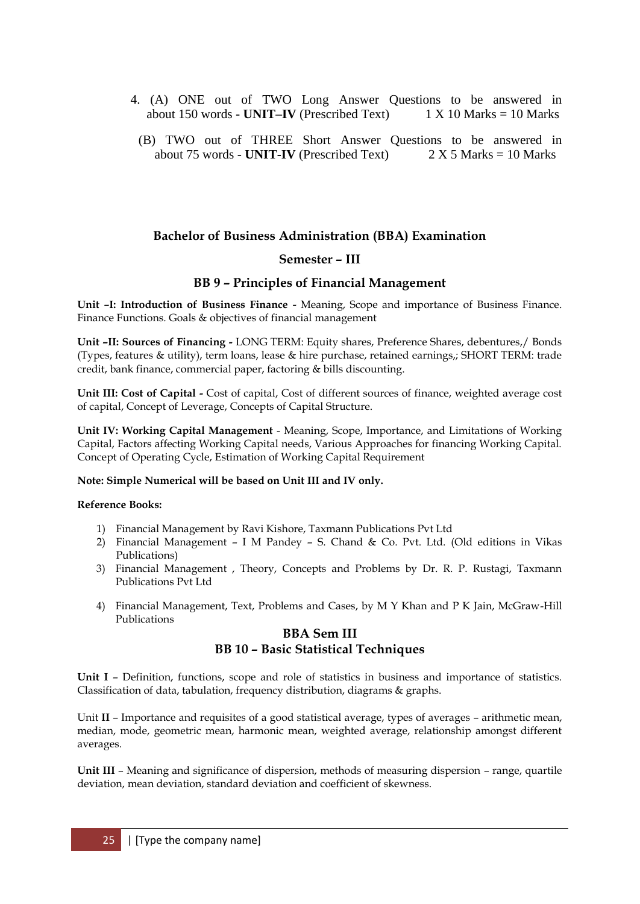4. (A) ONE out of TWO Long Answer Questions to be answered in about 150 words - **UNIT–IV** (Prescribed Text) 1 X 10 Marks = 10 Marks

   (B) TWO out of THREE Short Answer Questions to be answered in about 75 words - **UNIT-IV** (Prescribed Text) 2 X 5 Marks = 10 Marks

## Bachelor of Business Administration (BBA) Examination

### Semester – III

### BB 9 – Principles of Financial Management

**Unit –I: Introduction of Business Finance -** Meaning, Scope and importance of Business Finance. Finance Functions. Goals & objectives of financial management

**Unit –II: Sources of Financing -** LONG TERM: Equity shares, Preference Shares, debentures,/ Bonds (Types, features & utility), term loans, lease & hire purchase, retained earnings,; SHORT TERM: trade credit, bank finance, commercial paper, factoring & bills discounting.

**Unit III: Cost of Capital -** Cost of capital, Cost of different sources of finance, weighted average cost of capital, Concept of Leverage, Concepts of Capital Structure.

**Unit IV: Working Capital Management** - Meaning, Scope, Importance, and Limitations of Working Capital, Factors affecting Working Capital needs, Various Approaches for financing Working Capital. Concept of Operating Cycle, Estimation of Working Capital Requirement

**Note: Simple Numerical will be based on Unit III and IV only.**

**Reference Books:**

1) Financial Management by Ravi Kishore, Taxmann Publications Pvt Ltd
2) Financial Management – I M Pandey – S. Chand & Co. Pvt. Ltd. (Old editions in Vikas Publications)
3) Financial Management , Theory, Concepts and Problems by Dr. R. P. Rustagi, Taxmann Publications Pvt Ltd
4) Financial Management, Text, Problems and Cases, by M Y Khan and P K Jain, McGraw-Hill Publications

### BBA Sem III
### BB 10 – Basic Statistical Techniques

**Unit I** – Definition, functions, scope and role of statistics in business and importance of statistics. Classification of data, tabulation, frequency distribution, diagrams & graphs.

Unit **II** – Importance and requisites of a good statistical average, types of averages – arithmetic mean, median, mode, geometric mean, harmonic mean, weighted average, relationship amongst different averages.

**Unit III** – Meaning and significance of dispersion, methods of measuring dispersion – range, quartile deviation, mean deviation, standard deviation and coefficient of skewness.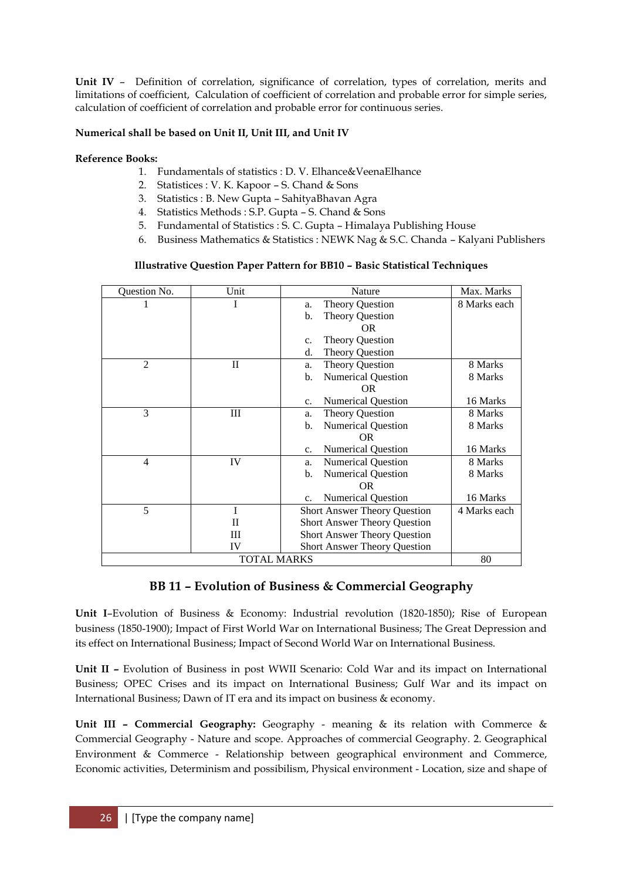**Unit IV** – Definition of correlation, significance of correlation, types of correlation, merits and limitations of coefficient, Calculation of coefficient of correlation and probable error for simple series, calculation of coefficient of correlation and probable error for continuous series.

**Numerical shall be based on Unit II, Unit III, and Unit IV**

**Reference Books:**

1. Fundamentals of statistics : D. V. Elhance&VeenaElhance
2. Statistices : V. K. Kapoor – S. Chand & Sons
3. Statistics : B. New Gupta – SahityaBhavan Agra
4. Statistics Methods : S.P. Gupta – S. Chand & Sons
5. Fundamental of Statistics : S. C. Gupta – Himalaya Publishing House
6. Business Mathematics & Statistics : NEWK Nag & S.C. Chanda – Kalyani Publishers

**Illustrative Question Paper Pattern for BB10 – Basic Statistical Techniques**

| Question No. | Unit | Nature | Max. Marks |
|---|---|---|---|
| 1 | I | a. Theory Question<br>b. Theory Question<br>OR<br>c. Theory Question<br>d. Theory Question | 8 Marks each |
| 2 | II | a. Theory Question<br>b. Numerical Question<br>OR<br>c. Numerical Question | 8 Marks<br>8 Marks<br><br>16 Marks |
| 3 | III | a. Theory Question<br>b. Numerical Question<br>OR<br>c. Numerical Question | 8 Marks<br>8 Marks<br><br>16 Marks |
| 4 | IV | a. Numerical Question<br>b. Numerical Question<br>OR<br>c. Numerical Question | 8 Marks<br>8 Marks<br><br>16 Marks |
| 5 | I<br>II<br>III<br>IV | Short Answer Theory Question<br>Short Answer Theory Question<br>Short Answer Theory Question<br>Short Answer Theory Question | 4 Marks each |
| TOTAL MARKS | | | 80 |

## BB 11 – Evolution of Business & Commercial Geography

**Unit I**–Evolution of Business & Economy: Industrial revolution (1820-1850); Rise of European business (1850-1900); Impact of First World War on International Business; The Great Depression and its effect on International Business; Impact of Second World War on International Business.

**Unit II –** Evolution of Business in post WWII Scenario: Cold War and its impact on International Business; OPEC Crises and its impact on International Business; Gulf War and its impact on International Business; Dawn of IT era and its impact on business & economy.

**Unit III – Commercial Geography:** Geography - meaning & its relation with Commerce & Commercial Geography - Nature and scope. Approaches of commercial Geography. 2. Geographical Environment & Commerce - Relationship between geographical environment and Commerce, Economic activities, Determinism and possibilism, Physical environment - Location, size and shape of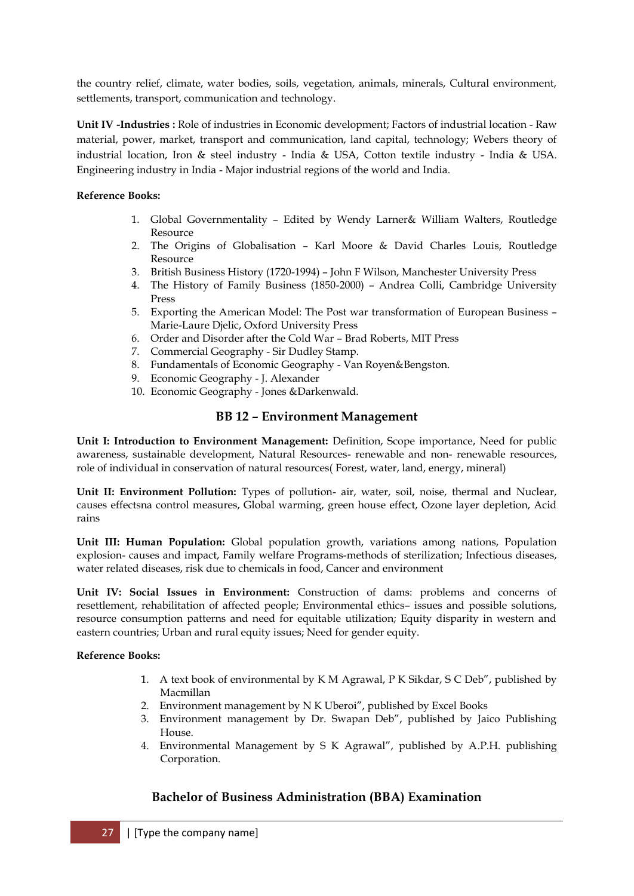the country relief, climate, water bodies, soils, vegetation, animals, minerals, Cultural environment, settlements, transport, communication and technology.

**Unit IV -Industries :** Role of industries in Economic development; Factors of industrial location - Raw material, power, market, transport and communication, land capital, technology; Webers theory of industrial location, Iron & steel industry - India & USA, Cotton textile industry - India & USA. Engineering industry in India - Major industrial regions of the world and India.

**Reference Books:**

1. Global Governmentality – Edited by Wendy Larner& William Walters, Routledge Resource
2. The Origins of Globalisation – Karl Moore & David Charles Louis, Routledge Resource
3. British Business History (1720-1994) – John F Wilson, Manchester University Press
4. The History of Family Business (1850-2000) – Andrea Colli, Cambridge University Press
5. Exporting the American Model: The Post war transformation of European Business – Marie-Laure Djelic, Oxford University Press
6. Order and Disorder after the Cold War – Brad Roberts, MIT Press
7. Commercial Geography - Sir Dudley Stamp.
8. Fundamentals of Economic Geography - Van Royen&Bengston.
9. Economic Geography - J. Alexander
10. Economic Geography - Jones &Darkenwald.

## BB 12 – Environment Management

**Unit I: Introduction to Environment Management:** Definition, Scope importance, Need for public awareness, sustainable development, Natural Resources- renewable and non- renewable resources, role of individual in conservation of natural resources( Forest, water, land, energy, mineral)

**Unit II: Environment Pollution:** Types of pollution- air, water, soil, noise, thermal and Nuclear, causes effectsna control measures, Global warming, green house effect, Ozone layer depletion, Acid rains

**Unit III: Human Population:** Global population growth, variations among nations, Population explosion- causes and impact, Family welfare Programs-methods of sterilization; Infectious diseases, water related diseases, risk due to chemicals in food, Cancer and environment

**Unit IV: Social Issues in Environment:** Construction of dams: problems and concerns of resettlement, rehabilitation of affected people; Environmental ethics– issues and possible solutions, resource consumption patterns and need for equitable utilization; Equity disparity in western and eastern countries; Urban and rural equity issues; Need for gender equity.

**Reference Books:**

1. A text book of environmental by K M Agrawal, P K Sikdar, S C Deb", published by Macmillan
2. Environment management by N K Uberoi", published by Excel Books
3. Environment management by Dr. Swapan Deb", published by Jaico Publishing House.
4. Environmental Management by S K Agrawal", published by A.P.H. publishing Corporation.

## Bachelor of Business Administration (BBA) Examination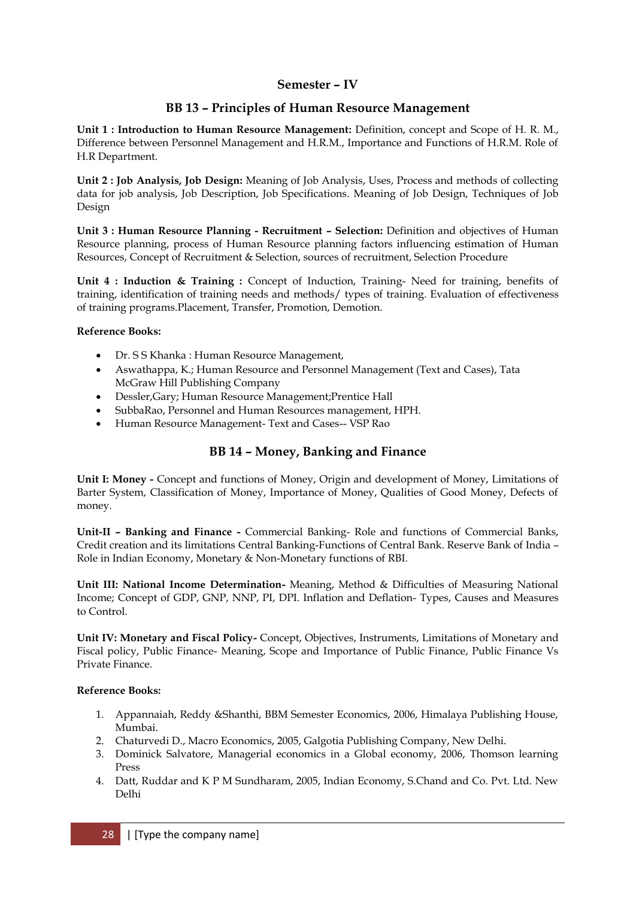## Semester – IV

### BB 13 – Principles of Human Resource Management

**Unit 1 : Introduction to Human Resource Management:** Definition, concept and Scope of H. R. M., Difference between Personnel Management and H.R.M., Importance and Functions of H.R.M. Role of H.R Department.

**Unit 2 : Job Analysis, Job Design:** Meaning of Job Analysis, Uses, Process and methods of collecting data for job analysis, Job Description, Job Specifications. Meaning of Job Design, Techniques of Job Design

**Unit 3 : Human Resource Planning - Recruitment – Selection:** Definition and objectives of Human Resource planning, process of Human Resource planning factors influencing estimation of Human Resources, Concept of Recruitment & Selection, sources of recruitment, Selection Procedure

**Unit 4 : Induction & Training :** Concept of Induction, Training- Need for training, benefits of training, identification of training needs and methods/ types of training. Evaluation of effectiveness of training programs.Placement, Transfer, Promotion, Demotion.

**Reference Books:**

- Dr. S S Khanka : Human Resource Management,
- Aswathappa, K.; Human Resource and Personnel Management (Text and Cases), Tata McGraw Hill Publishing Company
- Dessler,Gary; Human Resource Management;Prentice Hall
- SubbaRao, Personnel and Human Resources management, HPH.
- Human Resource Management- Text and Cases-- VSP Rao

### BB 14 – Money, Banking and Finance

**Unit I: Money -** Concept and functions of Money, Origin and development of Money, Limitations of Barter System, Classification of Money, Importance of Money, Qualities of Good Money, Defects of money.

**Unit-II – Banking and Finance -** Commercial Banking- Role and functions of Commercial Banks, Credit creation and its limitations Central Banking-Functions of Central Bank. Reserve Bank of India – Role in Indian Economy, Monetary & Non-Monetary functions of RBI.

**Unit III: National Income Determination-** Meaning, Method & Difficulties of Measuring National Income; Concept of GDP, GNP, NNP, PI, DPI. Inflation and Deflation- Types, Causes and Measures to Control.

**Unit IV: Monetary and Fiscal Policy-** Concept, Objectives, Instruments, Limitations of Monetary and Fiscal policy, Public Finance- Meaning, Scope and Importance of Public Finance, Public Finance Vs Private Finance.

**Reference Books:**

1. Appannaiah, Reddy &Shanthi, BBM Semester Economics, 2006, Himalaya Publishing House, Mumbai.
2. Chaturvedi D., Macro Economics, 2005, Galgotia Publishing Company, New Delhi.
3. Dominick Salvatore, Managerial economics in a Global economy, 2006, Thomson learning Press
4. Datt, Ruddar and K P M Sundharam, 2005, Indian Economy, S.Chand and Co. Pvt. Ltd. New Delhi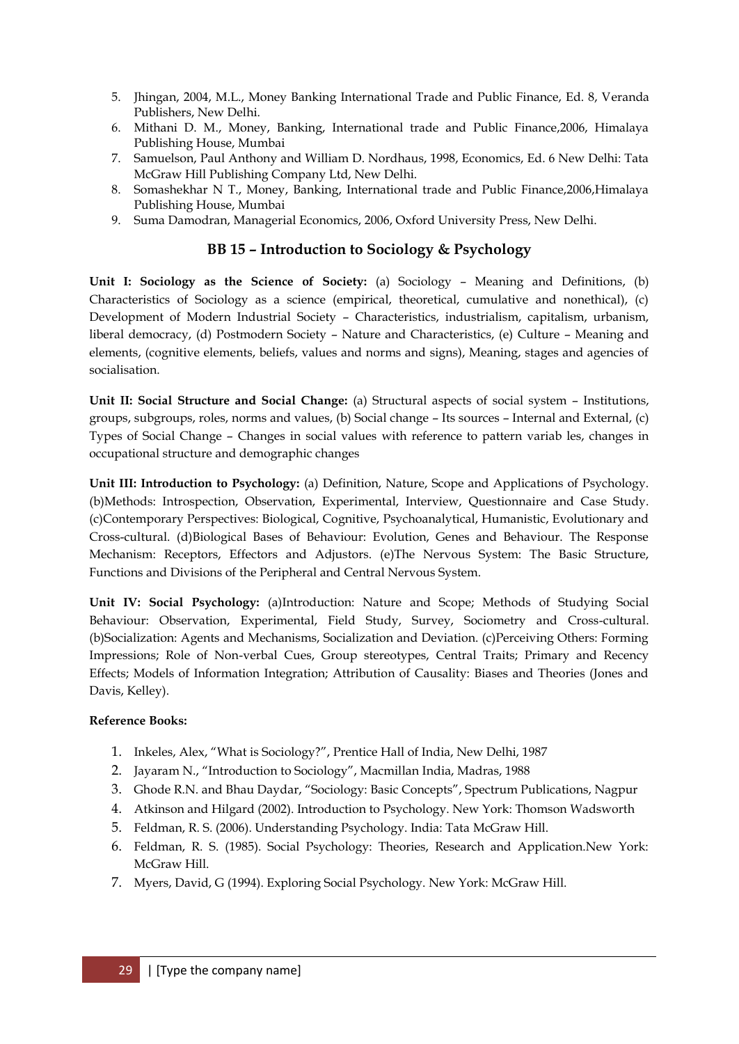5. Jhingan, 2004, M.L., Money Banking International Trade and Public Finance, Ed. 8, Veranda Publishers, New Delhi.
6. Mithani D. M., Money, Banking, International trade and Public Finance,2006, Himalaya Publishing House, Mumbai
7. Samuelson, Paul Anthony and William D. Nordhaus, 1998, Economics, Ed. 6 New Delhi: Tata McGraw Hill Publishing Company Ltd, New Delhi.
8. Somashekhar N T., Money, Banking, International trade and Public Finance,2006,Himalaya Publishing House, Mumbai
9. Suma Damodran, Managerial Economics, 2006, Oxford University Press, New Delhi.

## BB 15 – Introduction to Sociology & Psychology

**Unit I: Sociology as the Science of Society:** (a) Sociology – Meaning and Definitions, (b) Characteristics of Sociology as a science (empirical, theoretical, cumulative and nonethical), (c) Development of Modern Industrial Society – Characteristics, industrialism, capitalism, urbanism, liberal democracy, (d) Postmodern Society – Nature and Characteristics, (e) Culture – Meaning and elements, (cognitive elements, beliefs, values and norms and signs), Meaning, stages and agencies of socialisation.

**Unit II: Social Structure and Social Change:** (a) Structural aspects of social system – Institutions, groups, subgroups, roles, norms and values, (b) Social change – Its sources – Internal and External, (c) Types of Social Change – Changes in social values with reference to pattern variab les, changes in occupational structure and demographic changes

**Unit III: Introduction to Psychology:** (a) Definition, Nature, Scope and Applications of Psychology. (b)Methods: Introspection, Observation, Experimental, Interview, Questionnaire and Case Study. (c)Contemporary Perspectives: Biological, Cognitive, Psychoanalytical, Humanistic, Evolutionary and Cross-cultural. (d)Biological Bases of Behaviour: Evolution, Genes and Behaviour. The Response Mechanism: Receptors, Effectors and Adjustors. (e)The Nervous System: The Basic Structure, Functions and Divisions of the Peripheral and Central Nervous System.

**Unit IV: Social Psychology:** (a)Introduction: Nature and Scope; Methods of Studying Social Behaviour: Observation, Experimental, Field Study, Survey, Sociometry and Cross-cultural. (b)Socialization: Agents and Mechanisms, Socialization and Deviation. (c)Perceiving Others: Forming Impressions; Role of Non-verbal Cues, Group stereotypes, Central Traits; Primary and Recency Effects; Models of Information Integration; Attribution of Causality: Biases and Theories (Jones and Davis, Kelley).

**Reference Books:**

1. Inkeles, Alex, "What is Sociology?", Prentice Hall of India, New Delhi, 1987
2. Jayaram N., "Introduction to Sociology", Macmillan India, Madras, 1988
3. Ghode R.N. and Bhau Daydar, "Sociology: Basic Concepts", Spectrum Publications, Nagpur
4. Atkinson and Hilgard (2002). Introduction to Psychology. New York: Thomson Wadsworth
5. Feldman, R. S. (2006). Understanding Psychology. India: Tata McGraw Hill.
6. Feldman, R. S. (1985). Social Psychology: Theories, Research and Application.New York: McGraw Hill.
7. Myers, David, G (1994). Exploring Social Psychology. New York: McGraw Hill.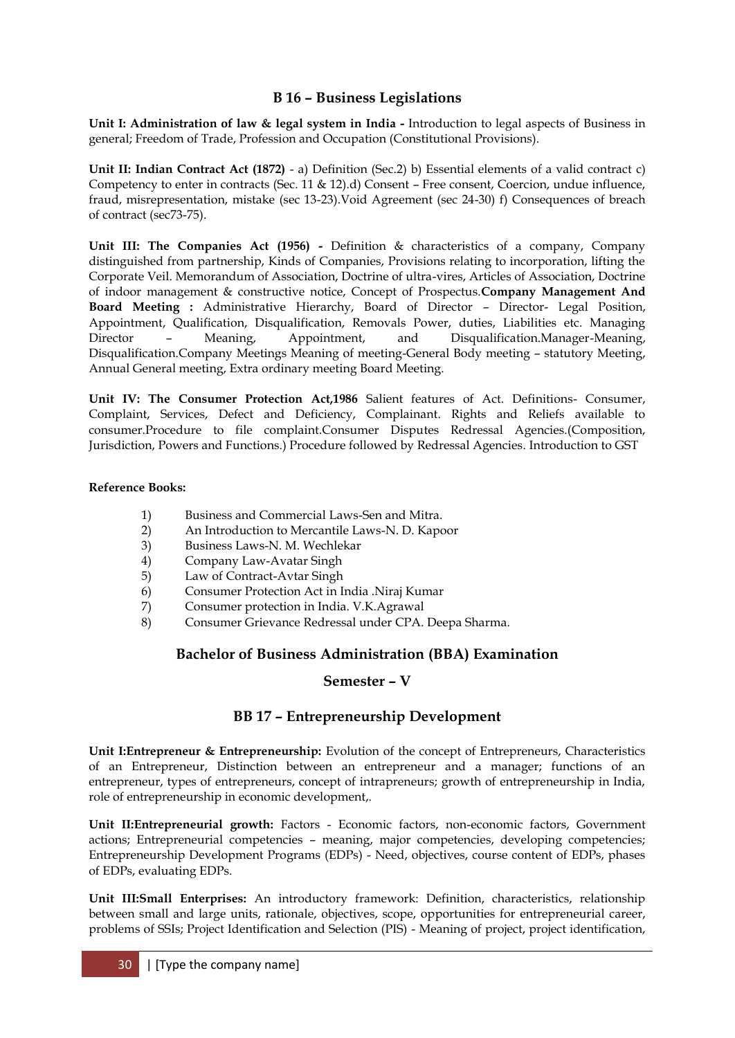## B 16 – Business Legislations

**Unit I: Administration of law & legal system in India -** Introduction to legal aspects of Business in general; Freedom of Trade, Profession and Occupation (Constitutional Provisions).

**Unit II: Indian Contract Act (1872)** - a) Definition (Sec.2) b) Essential elements of a valid contract c) Competency to enter in contracts (Sec. 11 & 12).d) Consent – Free consent, Coercion, undue influence, fraud, misrepresentation, mistake (sec 13-23).Void Agreement (sec 24-30) f) Consequences of breach of contract (sec73-75).

**Unit III: The Companies Act (1956) -** Definition & characteristics of a company, Company distinguished from partnership, Kinds of Companies, Provisions relating to incorporation, lifting the Corporate Veil. Memorandum of Association, Doctrine of ultra-vires, Articles of Association, Doctrine of indoor management & constructive notice, Concept of Prospectus.**Company Management And Board Meeting :** Administrative Hierarchy, Board of Director – Director- Legal Position, Appointment, Qualification, Disqualification, Removals Power, duties, Liabilities etc. Managing Director – Meaning, Appointment, and Disqualification.Manager-Meaning, Disqualification.Company Meetings Meaning of meeting-General Body meeting – statutory Meeting, Annual General meeting, Extra ordinary meeting Board Meeting.

**Unit IV: The Consumer Protection Act,1986** Salient features of Act. Definitions- Consumer, Complaint, Services, Defect and Deficiency, Complainant. Rights and Reliefs available to consumer.Procedure to file complaint.Consumer Disputes Redressal Agencies.(Composition, Jurisdiction, Powers and Functions.) Procedure followed by Redressal Agencies. Introduction to GST

**Reference Books:**

1) Business and Commercial Laws-Sen and Mitra.
2) An Introduction to Mercantile Laws-N. D. Kapoor
3) Business Laws-N. M. Wechlekar
4) Company Law-Avatar Singh
5) Law of Contract-Avtar Singh
6) Consumer Protection Act in India .Niraj Kumar
7) Consumer protection in India. V.K.Agrawal
8) Consumer Grievance Redressal under CPA. Deepa Sharma.

## Bachelor of Business Administration (BBA) Examination

### Semester – V

## BB 17 – Entrepreneurship Development

**Unit I:Entrepreneur & Entrepreneurship:** Evolution of the concept of Entrepreneurs, Characteristics of an Entrepreneur, Distinction between an entrepreneur and a manager; functions of an entrepreneur, types of entrepreneurs, concept of intrapreneurs; growth of entrepreneurship in India, role of entrepreneurship in economic development,.

**Unit II:Entrepreneurial growth:** Factors - Economic factors, non-economic factors, Government actions; Entrepreneurial competencies – meaning, major competencies, developing competencies; Entrepreneurship Development Programs (EDPs) - Need, objectives, course content of EDPs, phases of EDPs, evaluating EDPs.

**Unit III:Small Enterprises:** An introductory framework: Definition, characteristics, relationship between small and large units, rationale, objectives, scope, opportunities for entrepreneurial career, problems of SSIs; Project Identification and Selection (PIS) - Meaning of project, project identification,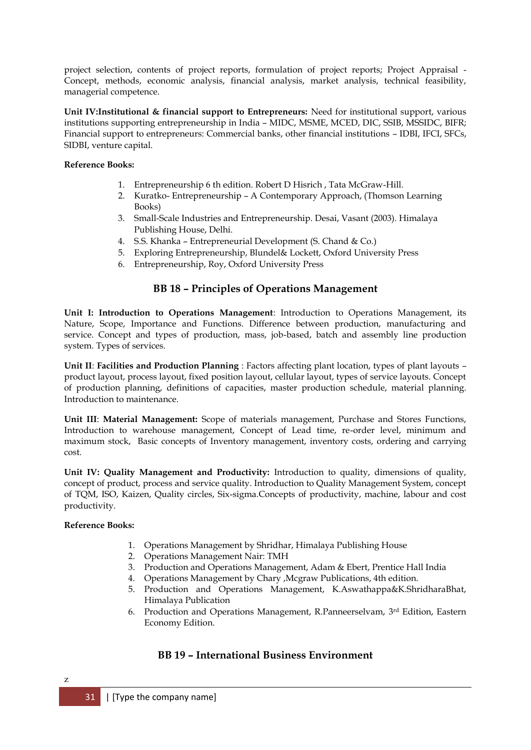project selection, contents of project reports, formulation of project reports; Project Appraisal - Concept, methods, economic analysis, financial analysis, market analysis, technical feasibility, managerial competence.

**Unit IV:Institutional & financial support to Entrepreneurs:** Need for institutional support, various institutions supporting entrepreneurship in India – MIDC, MSME, MCED, DIC, SSIB, MSSIDC, BIFR; Financial support to entrepreneurs: Commercial banks, other financial institutions – IDBI, IFCI, SFCs, SIDBI, venture capital.

**Reference Books:**

1. Entrepreneurship 6 th edition. Robert D Hisrich , Tata McGraw-Hill.
2. Kuratko- Entrepreneurship – A Contemporary Approach, (Thomson Learning Books)
3. Small-Scale Industries and Entrepreneurship. Desai, Vasant (2003). Himalaya Publishing House, Delhi.
4. S.S. Khanka – Entrepreneurial Development (S. Chand & Co.)
5. Exploring Entrepreneurship, Blundel& Lockett, Oxford University Press
6. Entrepreneurship, Roy, Oxford University Press

## BB 18 – Principles of Operations Management

**Unit I: Introduction to Operations Management**: Introduction to Operations Management, its Nature, Scope, Importance and Functions. Difference between production, manufacturing and service. Concept and types of production, mass, job-based, batch and assembly line production system. Types of services.

**Unit II**: **Facilities and Production Planning** : Factors affecting plant location, types of plant layouts – product layout, process layout, fixed position layout, cellular layout, types of service layouts. Concept of production planning, definitions of capacities, master production schedule, material planning. Introduction to maintenance.

**Unit III**: **Material Management:** Scope of materials management, Purchase and Stores Functions, Introduction to warehouse management, Concept of Lead time, re-order level, minimum and maximum stock, Basic concepts of Inventory management, inventory costs, ordering and carrying cost.

**Unit IV: Quality Management and Productivity:** Introduction to quality, dimensions of quality, concept of product, process and service quality. Introduction to Quality Management System, concept of TQM, ISO, Kaizen, Quality circles, Six-sigma.Concepts of productivity, machine, labour and cost productivity.

**Reference Books:**

1. Operations Management by Shridhar, Himalaya Publishing House
2. Operations Management Nair: TMH
3. Production and Operations Management, Adam & Ebert, Prentice Hall India
4. Operations Management by Chary ,Mcgraw Publications, 4th edition.
5. Production and Operations Management, K.Aswathappa&K.ShridharaBhat, Himalaya Publication
6. Production and Operations Management, R.Panneerselvam, 3rd Edition, Eastern Economy Edition.

## BB 19 – International Business Environment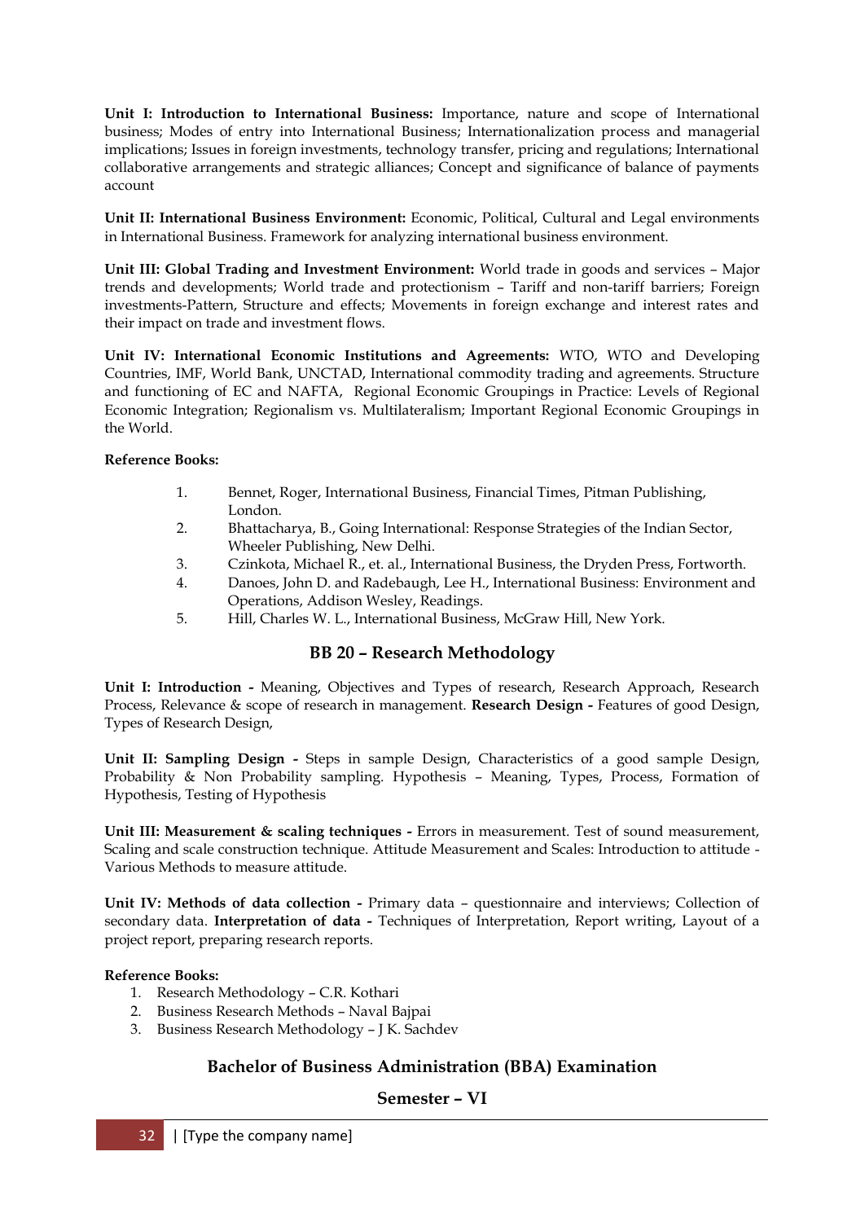**Unit I: Introduction to International Business:** Importance, nature and scope of International business; Modes of entry into International Business; Internationalization process and managerial implications; Issues in foreign investments, technology transfer, pricing and regulations; International collaborative arrangements and strategic alliances; Concept and significance of balance of payments account

**Unit II: International Business Environment:** Economic, Political, Cultural and Legal environments in International Business. Framework for analyzing international business environment.

**Unit III: Global Trading and Investment Environment:** World trade in goods and services – Major trends and developments; World trade and protectionism – Tariff and non-tariff barriers; Foreign investments-Pattern, Structure and effects; Movements in foreign exchange and interest rates and their impact on trade and investment flows.

**Unit IV: International Economic Institutions and Agreements:** WTO, WTO and Developing Countries, IMF, World Bank, UNCTAD, International commodity trading and agreements. Structure and functioning of EC and NAFTA, Regional Economic Groupings in Practice: Levels of Regional Economic Integration; Regionalism vs. Multilateralism; Important Regional Economic Groupings in the World.

**Reference Books:**

1. Bennet, Roger, International Business, Financial Times, Pitman Publishing, London.
2. Bhattacharya, B., Going International: Response Strategies of the Indian Sector, Wheeler Publishing, New Delhi.
3. Czinkota, Michael R., et. al., International Business, the Dryden Press, Fortworth.
4. Danoes, John D. and Radebaugh, Lee H., International Business: Environment and Operations, Addison Wesley, Readings.
5. Hill, Charles W. L., International Business, McGraw Hill, New York.

## BB 20 – Research Methodology

**Unit I: Introduction -** Meaning, Objectives and Types of research, Research Approach, Research Process, Relevance & scope of research in management. **Research Design -** Features of good Design, Types of Research Design,

**Unit II: Sampling Design -** Steps in sample Design, Characteristics of a good sample Design, Probability & Non Probability sampling. Hypothesis – Meaning, Types, Process, Formation of Hypothesis, Testing of Hypothesis

**Unit III: Measurement & scaling techniques -** Errors in measurement. Test of sound measurement, Scaling and scale construction technique. Attitude Measurement and Scales: Introduction to attitude - Various Methods to measure attitude.

**Unit IV: Methods of data collection -** Primary data – questionnaire and interviews; Collection of secondary data. **Interpretation of data -** Techniques of Interpretation, Report writing, Layout of a project report, preparing research reports.

**Reference Books:**

1. Research Methodology – C.R. Kothari
2. Business Research Methods – Naval Bajpai
3. Business Research Methodology – J K. Sachdev

## Bachelor of Business Administration (BBA) Examination

## Semester – VI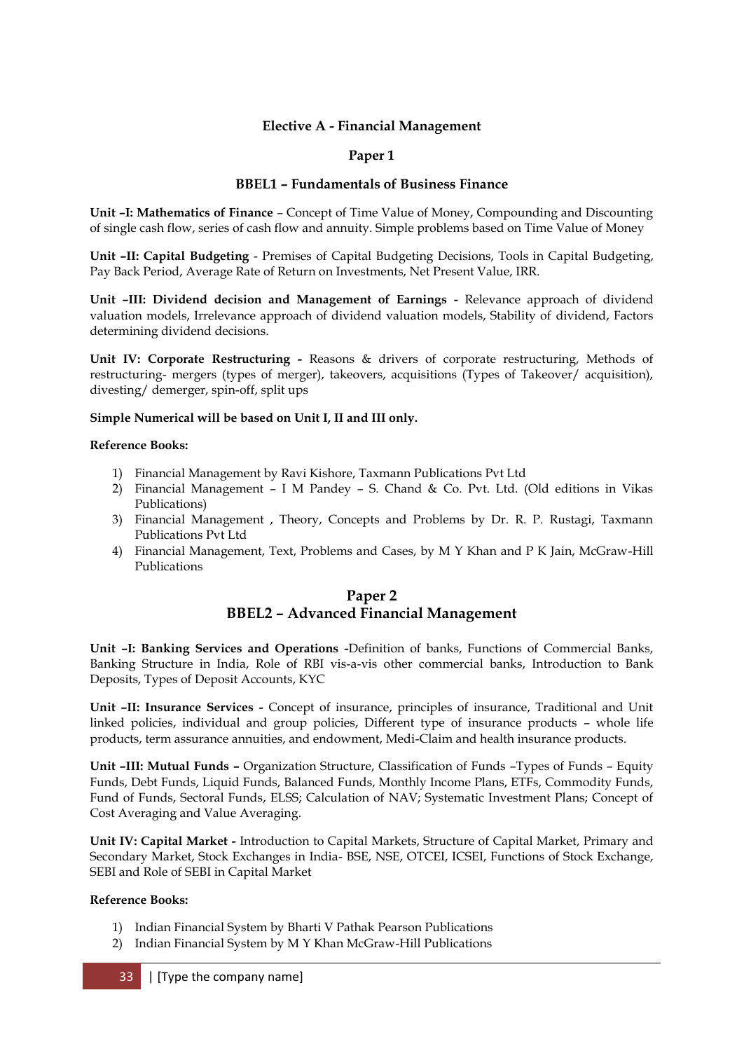## Elective A - Financial Management

### Paper 1

### BBEL1 – Fundamentals of Business Finance

**Unit –I: Mathematics of Finance** – Concept of Time Value of Money, Compounding and Discounting of single cash flow, series of cash flow and annuity. Simple problems based on Time Value of Money

**Unit –II: Capital Budgeting** - Premises of Capital Budgeting Decisions, Tools in Capital Budgeting, Pay Back Period, Average Rate of Return on Investments, Net Present Value, IRR.

**Unit –III: Dividend decision and Management of Earnings -** Relevance approach of dividend valuation models, Irrelevance approach of dividend valuation models, Stability of dividend, Factors determining dividend decisions.

**Unit IV: Corporate Restructuring -** Reasons & drivers of corporate restructuring, Methods of restructuring- mergers (types of merger), takeovers, acquisitions (Types of Takeover/ acquisition), divesting/ demerger, spin-off, split ups

**Simple Numerical will be based on Unit I, II and III only.**

**Reference Books:**

1) Financial Management by Ravi Kishore, Taxmann Publications Pvt Ltd
2) Financial Management – I M Pandey – S. Chand & Co. Pvt. Ltd. (Old editions in Vikas Publications)
3) Financial Management , Theory, Concepts and Problems by Dr. R. P. Rustagi, Taxmann Publications Pvt Ltd
4) Financial Management, Text, Problems and Cases, by M Y Khan and P K Jain, McGraw-Hill Publications

### Paper 2
### BBEL2 – Advanced Financial Management

**Unit –I: Banking Services and Operations -**Definition of banks, Functions of Commercial Banks, Banking Structure in India, Role of RBI vis-a-vis other commercial banks, Introduction to Bank Deposits, Types of Deposit Accounts, KYC

**Unit –II: Insurance Services -** Concept of insurance, principles of insurance, Traditional and Unit linked policies, individual and group policies, Different type of insurance products – whole life products, term assurance annuities, and endowment, Medi-Claim and health insurance products.

**Unit –III: Mutual Funds –** Organization Structure, Classification of Funds –Types of Funds – Equity Funds, Debt Funds, Liquid Funds, Balanced Funds, Monthly Income Plans, ETFs, Commodity Funds, Fund of Funds, Sectoral Funds, ELSS; Calculation of NAV; Systematic Investment Plans; Concept of Cost Averaging and Value Averaging.

**Unit IV: Capital Market -** Introduction to Capital Markets, Structure of Capital Market, Primary and Secondary Market, Stock Exchanges in India- BSE, NSE, OTCEI, ICSEI, Functions of Stock Exchange, SEBI and Role of SEBI in Capital Market

**Reference Books:**

1) Indian Financial System by Bharti V Pathak Pearson Publications
2) Indian Financial System by M Y Khan McGraw-Hill Publications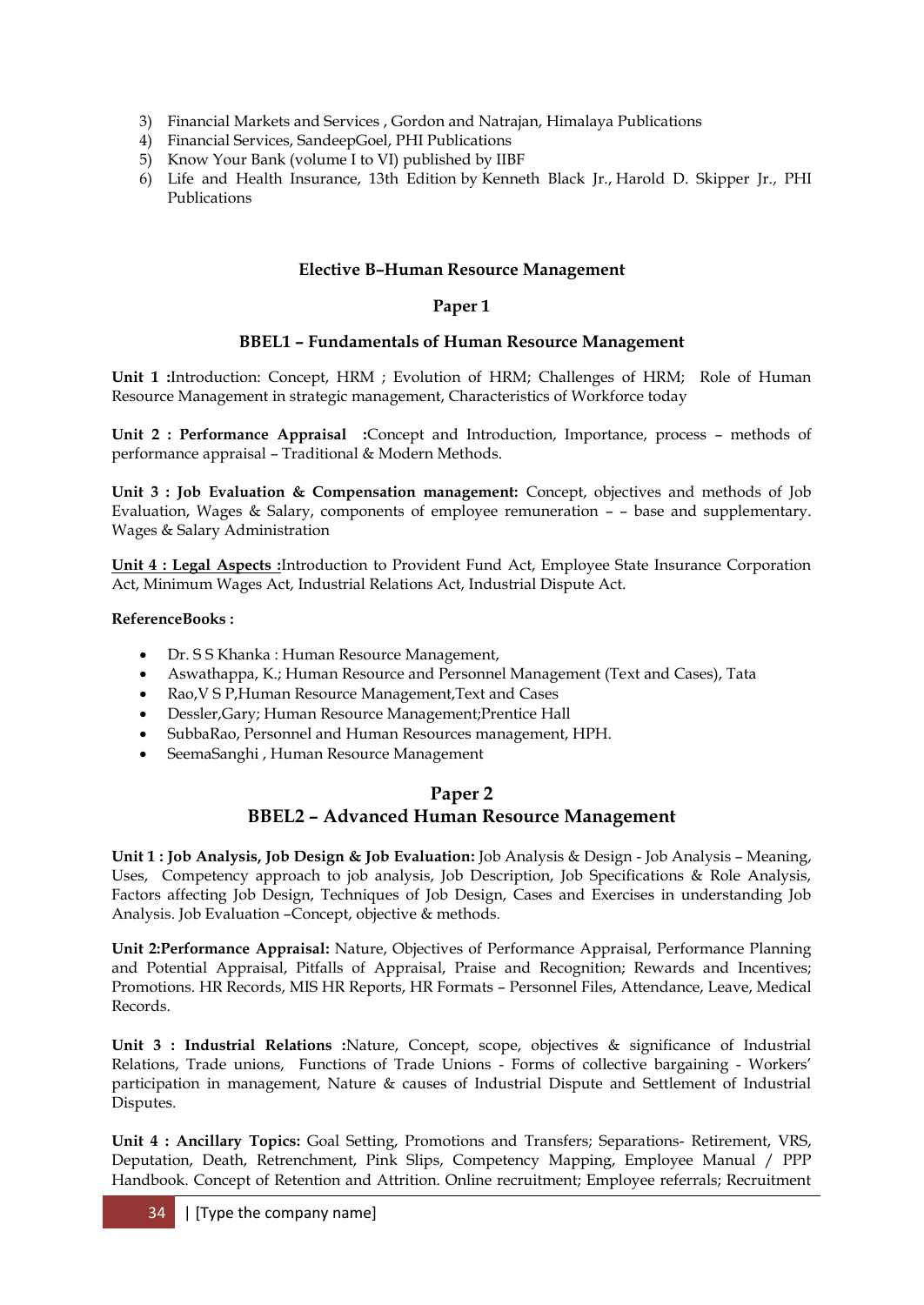3) Financial Markets and Services , Gordon and Natrajan, Himalaya Publications
4) Financial Services, SandeepGoel, PHI Publications
5) Know Your Bank (volume I to VI) published by IIBF
6) Life and Health Insurance, 13th Edition by Kenneth Black Jr., Harold D. Skipper Jr., PHI Publications

### Elective B–Human Resource Management

### Paper 1

### BBEL1 – Fundamentals of Human Resource Management

**Unit 1 :**Introduction: Concept, HRM ; Evolution of HRM; Challenges of HRM; Role of Human Resource Management in strategic management, Characteristics of Workforce today

**Unit 2 : Performance Appraisal :**Concept and Introduction, Importance, process – methods of performance appraisal – Traditional & Modern Methods.

**Unit 3 : Job Evaluation & Compensation management:** Concept, objectives and methods of Job Evaluation, Wages & Salary, components of employee remuneration – – base and supplementary. Wages & Salary Administration

**Unit 4 : Legal Aspects :**Introduction to Provident Fund Act, Employee State Insurance Corporation Act, Minimum Wages Act, Industrial Relations Act, Industrial Dispute Act.

**ReferenceBooks :**

- Dr. S S Khanka : Human Resource Management,
- Aswathappa, K.; Human Resource and Personnel Management (Text and Cases), Tata
- Rao,V S P,Human Resource Management,Text and Cases
- Dessler,Gary; Human Resource Management;Prentice Hall
- SubbaRao, Personnel and Human Resources management, HPH.
- SeemaSanghi , Human Resource Management

## Paper 2

## BBEL2 – Advanced Human Resource Management

**Unit 1 : Job Analysis, Job Design & Job Evaluation:** Job Analysis & Design - Job Analysis – Meaning, Uses, Competency approach to job analysis, Job Description, Job Specifications & Role Analysis, Factors affecting Job Design, Techniques of Job Design, Cases and Exercises in understanding Job Analysis. Job Evaluation –Concept, objective & methods.

**Unit 2:Performance Appraisal:** Nature, Objectives of Performance Appraisal, Performance Planning and Potential Appraisal, Pitfalls of Appraisal, Praise and Recognition; Rewards and Incentives; Promotions. HR Records, MIS HR Reports, HR Formats – Personnel Files, Attendance, Leave, Medical Records.

**Unit 3 : Industrial Relations :**Nature, Concept, scope, objectives & significance of Industrial Relations, Trade unions, Functions of Trade Unions - Forms of collective bargaining - Workers' participation in management, Nature & causes of Industrial Dispute and Settlement of Industrial Disputes.

**Unit 4 : Ancillary Topics:** Goal Setting, Promotions and Transfers; Separations- Retirement, VRS, Deputation, Death, Retrenchment, Pink Slips, Competency Mapping, Employee Manual / PPP Handbook. Concept of Retention and Attrition. Online recruitment; Employee referrals; Recruitment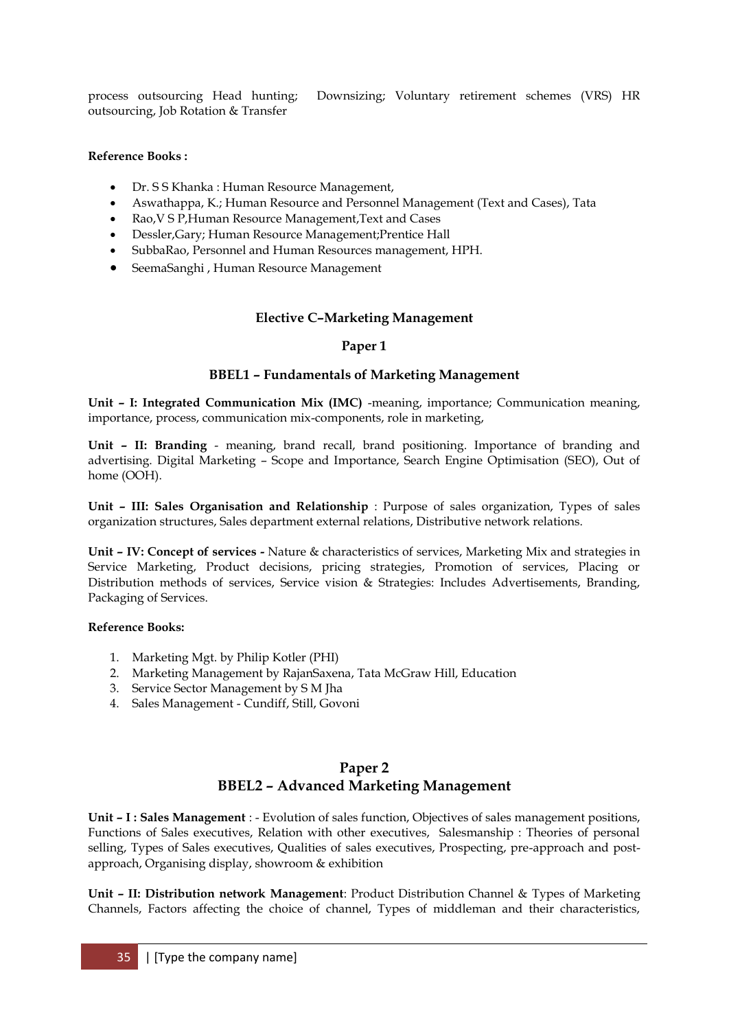process outsourcing Head hunting; Downsizing; Voluntary retirement schemes (VRS) HR outsourcing, Job Rotation & Transfer

**Reference Books :**

- Dr. S S Khanka : Human Resource Management,
- Aswathappa, K.; Human Resource and Personnel Management (Text and Cases), Tata
- Rao,V S P,Human Resource Management,Text and Cases
- Dessler,Gary; Human Resource Management;Prentice Hall
- SubbaRao, Personnel and Human Resources management, HPH.
- SeemaSanghi , Human Resource Management

### Elective C–Marketing Management

### Paper 1

### BBEL1 – Fundamentals of Marketing Management

**Unit – I: Integrated Communication Mix (IMC)** -meaning, importance; Communication meaning, importance, process, communication mix-components, role in marketing,

**Unit – II: Branding** - meaning, brand recall, brand positioning. Importance of branding and advertising. Digital Marketing – Scope and Importance, Search Engine Optimisation (SEO), Out of home (OOH).

**Unit – III: Sales Organisation and Relationship** : Purpose of sales organization, Types of sales organization structures, Sales department external relations, Distributive network relations.

**Unit – IV: Concept of services -** Nature & characteristics of services, Marketing Mix and strategies in Service Marketing, Product decisions, pricing strategies, Promotion of services, Placing or Distribution methods of services, Service vision & Strategies: Includes Advertisements, Branding, Packaging of Services.

**Reference Books:**

1. Marketing Mgt. by Philip Kotler (PHI)
2. Marketing Management by RajanSaxena, Tata McGraw Hill, Education
3. Service Sector Management by S M Jha
4. Sales Management - Cundiff, Still, Govoni

## Paper 2

## BBEL2 – Advanced Marketing Management

**Unit – I : Sales Management** : - Evolution of sales function, Objectives of sales management positions, Functions of Sales executives, Relation with other executives, Salesmanship : Theories of personal selling, Types of Sales executives, Qualities of sales executives, Prospecting, pre-approach and post-approach, Organising display, showroom & exhibition

**Unit – II: Distribution network Management**: Product Distribution Channel & Types of Marketing Channels, Factors affecting the choice of channel, Types of middleman and their characteristics,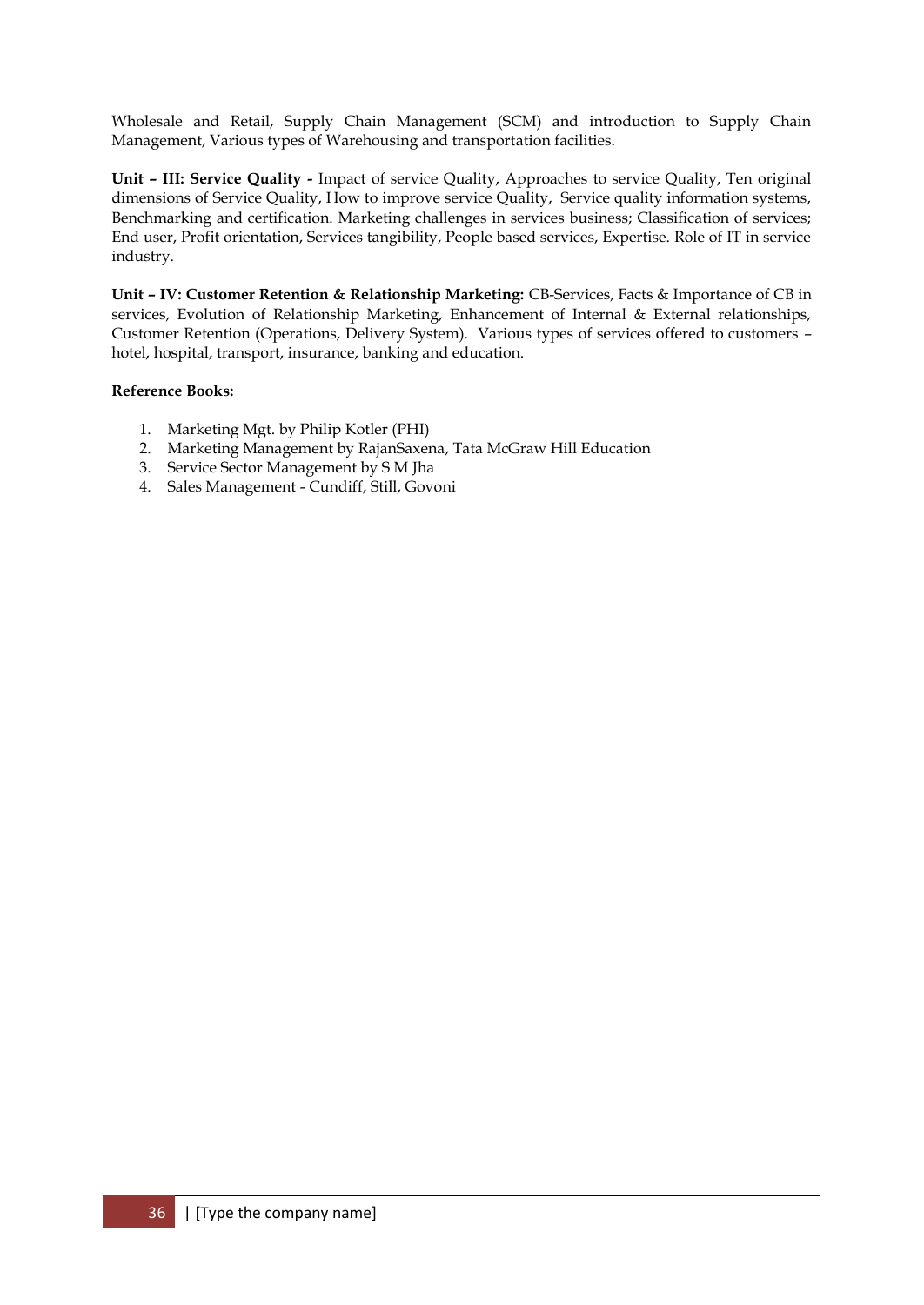Wholesale and Retail, Supply Chain Management (SCM) and introduction to Supply Chain Management, Various types of Warehousing and transportation facilities.

**Unit – III: Service Quality -** Impact of service Quality, Approaches to service Quality, Ten original dimensions of Service Quality, How to improve service Quality, Service quality information systems, Benchmarking and certification. Marketing challenges in services business; Classification of services; End user, Profit orientation, Services tangibility, People based services, Expertise. Role of IT in service industry.

**Unit – IV: Customer Retention & Relationship Marketing:** CB-Services, Facts & Importance of CB in services, Evolution of Relationship Marketing, Enhancement of Internal & External relationships, Customer Retention (Operations, Delivery System). Various types of services offered to customers – hotel, hospital, transport, insurance, banking and education.

**Reference Books:**

1. Marketing Mgt. by Philip Kotler (PHI)
2. Marketing Management by RajanSaxena, Tata McGraw Hill Education
3. Service Sector Management by S M Jha
4. Sales Management - Cundiff, Still, Govoni